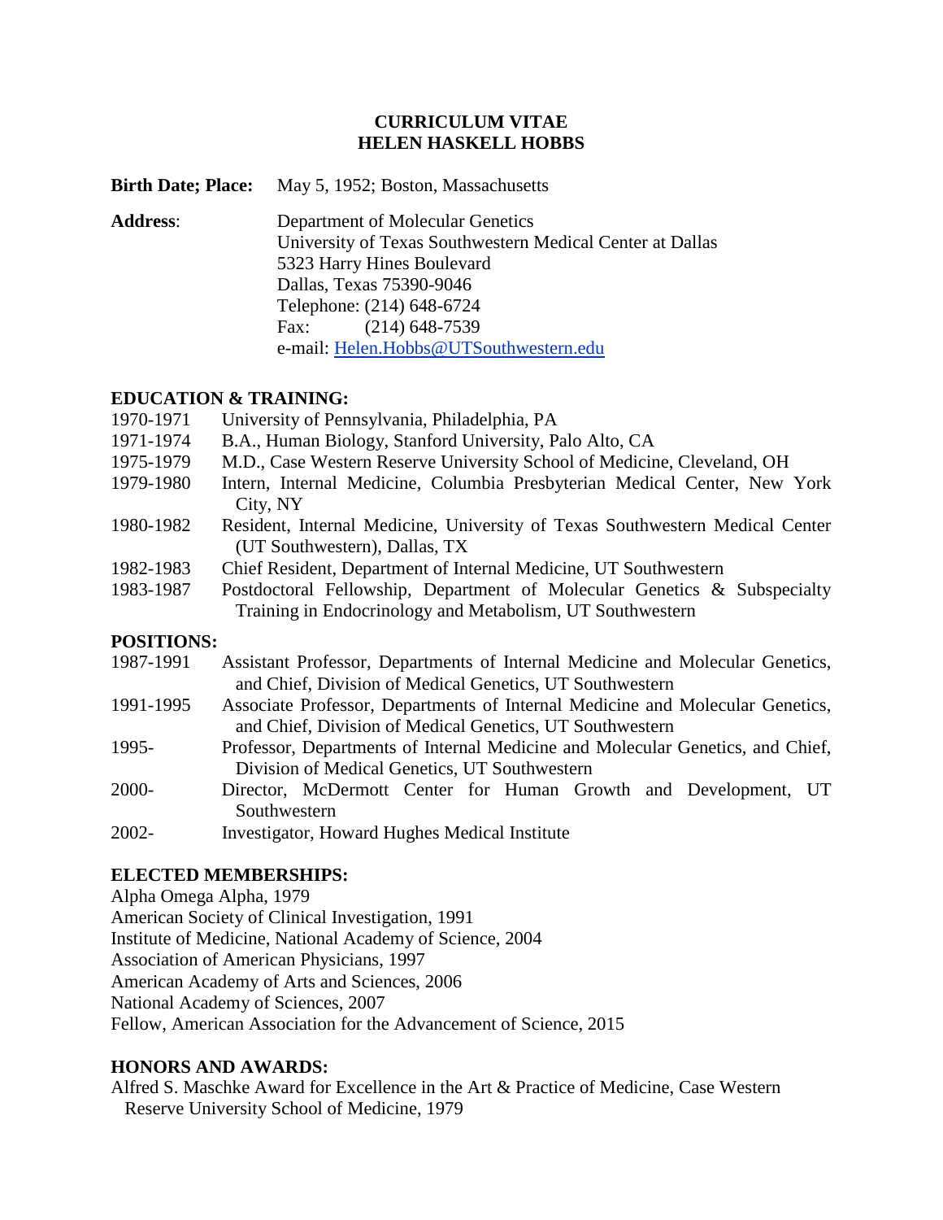# CURRICULUM VITAE
# HELEN HASKELL HOBBS

**Birth Date; Place:** May 5, 1952; Boston, Massachusetts

**Address**: Department of Molecular Genetics
University of Texas Southwestern Medical Center at Dallas
5323 Harry Hines Boulevard
Dallas, Texas 75390-9046
Telephone: (214) 648-6724
Fax: (214) 648-7539
e-mail: Helen.Hobbs@UTSouthwestern.edu

## EDUCATION & TRAINING:

| | |
|---|---|
| 1970-1971 | University of Pennsylvania, Philadelphia, PA |
| 1971-1974 | B.A., Human Biology, Stanford University, Palo Alto, CA |
| 1975-1979 | M.D., Case Western Reserve University School of Medicine, Cleveland, OH |
| 1979-1980 | Intern, Internal Medicine, Columbia Presbyterian Medical Center, New York City, NY |
| 1980-1982 | Resident, Internal Medicine, University of Texas Southwestern Medical Center (UT Southwestern), Dallas, TX |
| 1982-1983 | Chief Resident, Department of Internal Medicine, UT Southwestern |
| 1983-1987 | Postdoctoral Fellowship, Department of Molecular Genetics & Subspecialty Training in Endocrinology and Metabolism, UT Southwestern |

## POSITIONS:

| | |
|---|---|
| 1987-1991 | Assistant Professor, Departments of Internal Medicine and Molecular Genetics, and Chief, Division of Medical Genetics, UT Southwestern |
| 1991-1995 | Associate Professor, Departments of Internal Medicine and Molecular Genetics, and Chief, Division of Medical Genetics, UT Southwestern |
| 1995- | Professor, Departments of Internal Medicine and Molecular Genetics, and Chief, Division of Medical Genetics, UT Southwestern |
| 2000- | Director, McDermott Center for Human Growth and Development, UT Southwestern |
| 2002- | Investigator, Howard Hughes Medical Institute |

## ELECTED MEMBERSHIPS:

Alpha Omega Alpha, 1979
American Society of Clinical Investigation, 1991
Institute of Medicine, National Academy of Science, 2004
Association of American Physicians, 1997
American Academy of Arts and Sciences, 2006
National Academy of Sciences, 2007
Fellow, American Association for the Advancement of Science, 2015

## HONORS AND AWARDS:

Alfred S. Maschke Award for Excellence in the Art & Practice of Medicine, Case Western Reserve University School of Medicine, 1979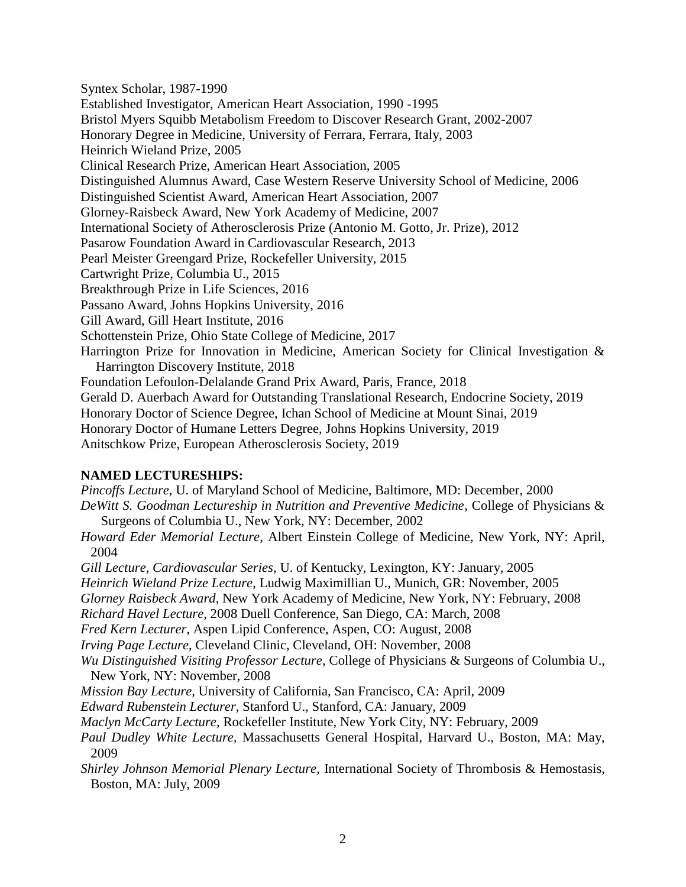Syntex Scholar, 1987-1990

Established Investigator, American Heart Association, 1990 -1995

Bristol Myers Squibb Metabolism Freedom to Discover Research Grant, 2002-2007

Honorary Degree in Medicine, University of Ferrara, Ferrara, Italy, 2003

Heinrich Wieland Prize, 2005

Clinical Research Prize, American Heart Association, 2005

Distinguished Alumnus Award, Case Western Reserve University School of Medicine, 2006

Distinguished Scientist Award, American Heart Association, 2007

Glorney-Raisbeck Award, New York Academy of Medicine, 2007

International Society of Atherosclerosis Prize (Antonio M. Gotto, Jr. Prize), 2012

Pasarow Foundation Award in Cardiovascular Research, 2013

Pearl Meister Greengard Prize, Rockefeller University, 2015

Cartwright Prize, Columbia U., 2015

Breakthrough Prize in Life Sciences, 2016

Passano Award, Johns Hopkins University, 2016

Gill Award, Gill Heart Institute, 2016

Schottenstein Prize, Ohio State College of Medicine, 2017

Harrington Prize for Innovation in Medicine, American Society for Clinical Investigation & Harrington Discovery Institute, 2018

Foundation Lefoulon-Delalande Grand Prix Award, Paris, France, 2018

Gerald D. Auerbach Award for Outstanding Translational Research, Endocrine Society, 2019

Honorary Doctor of Science Degree, Ichan School of Medicine at Mount Sinai, 2019

Honorary Doctor of Humane Letters Degree, Johns Hopkins University, 2019

Anitschkow Prize, European Atherosclerosis Society, 2019

**NAMED LECTURESHIPS:**

*Pincoffs Lecture*, U. of Maryland School of Medicine, Baltimore, MD: December, 2000

*DeWitt S. Goodman Lectureship in Nutrition and Preventive Medicine*, College of Physicians & Surgeons of Columbia U., New York, NY: December, 2002

*Howard Eder Memorial Lecture*, Albert Einstein College of Medicine, New York, NY: April, 2004

*Gill Lecture*, *Cardiovascular Series*, U. of Kentucky, Lexington, KY: January, 2005

*Heinrich Wieland Prize Lecture*, Ludwig Maximillian U., Munich, GR: November, 2005

*Glorney Raisbeck Award*, New York Academy of Medicine, New York, NY: February, 2008

*Richard Havel Lecture*, 2008 Duell Conference, San Diego, CA: March, 2008

*Fred Kern Lecturer*, Aspen Lipid Conference, Aspen, CO: August, 2008

*Irving Page Lecture*, Cleveland Clinic, Cleveland, OH: November, 2008

*Wu Distinguished Visiting Professor Lecture*, College of Physicians & Surgeons of Columbia U., New York, NY: November, 2008

*Mission Bay Lecture*, University of California, San Francisco, CA: April, 2009

*Edward Rubenstein Lecturer*, Stanford U., Stanford, CA: January, 2009

*Maclyn McCarty Lecture*, Rockefeller Institute, New York City, NY: February, 2009

*Paul Dudley White Lecture*, Massachusetts General Hospital, Harvard U., Boston, MA: May, 2009

*Shirley Johnson Memorial Plenary Lecture*, International Society of Thrombosis & Hemostasis, Boston, MA: July, 2009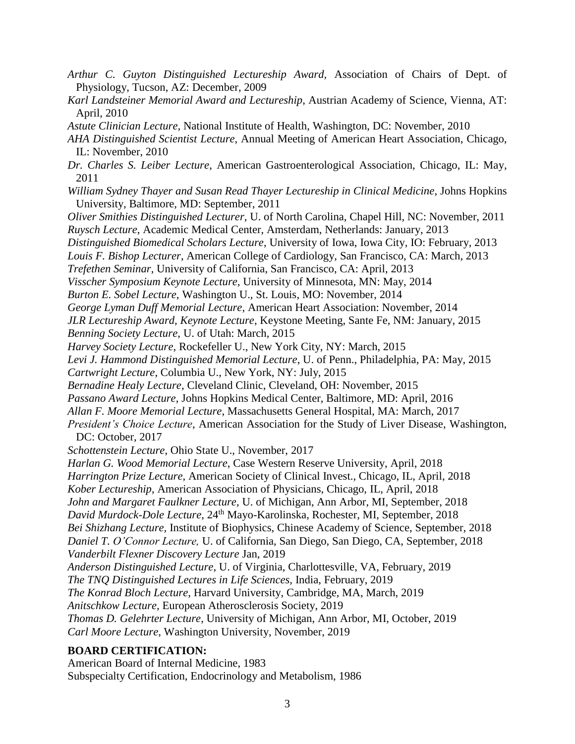*Arthur C. Guyton Distinguished Lectureship Award,* Association of Chairs of Dept. of Physiology, Tucson, AZ: December, 2009

*Karl Landsteiner Memorial Award and Lectureship*, Austrian Academy of Science, Vienna, AT: April, 2010

*Astute Clinician Lecture*, National Institute of Health, Washington, DC: November, 2010

*AHA Distinguished Scientist Lecture*, Annual Meeting of American Heart Association, Chicago, IL: November, 2010

*Dr. Charles S. Leiber Lecture*, American Gastroenterological Association, Chicago, IL: May, 2011

*William Sydney Thayer and Susan Read Thayer Lectureship in Clinical Medicine*, Johns Hopkins University, Baltimore, MD: September, 2011

*Oliver Smithies Distinguished Lecturer,* U. of North Carolina, Chapel Hill, NC: November, 2011

*Ruysch Lecture*, Academic Medical Center, Amsterdam, Netherlands: January, 2013

*Distinguished Biomedical Scholars Lecture*, University of Iowa, Iowa City, IO: February, 2013

*Louis F. Bishop Lecturer*, American College of Cardiology, San Francisco, CA: March, 2013

*Trefethen Seminar*, University of California, San Francisco, CA: April, 2013

*Visscher Symposium Keynote Lecture,* University of Minnesota, MN: May, 2014

*Burton E. Sobel Lecture*, Washington U., St. Louis, MO: November, 2014

*George Lyman Duff Memorial Lecture*, American Heart Association: November, 2014

*JLR Lectureship Award, Keynote Lecture*, Keystone Meeting, Sante Fe, NM: January, 2015

*Benning Society Lecture*, U. of Utah: March, 2015

*Harvey Society Lecture*, Rockefeller U., New York City, NY: March, 2015

*Levi J. Hammond Distinguished Memorial Lecture,* U. of Penn., Philadelphia, PA: May, 2015

*Cartwright Lecture*, Columbia U., New York, NY: July, 2015

*Bernadine Healy Lecture*, Cleveland Clinic, Cleveland, OH: November, 2015

*Passano Award Lecture*, Johns Hopkins Medical Center, Baltimore, MD: April, 2016

*Allan F. Moore Memorial Lecture*, Massachusetts General Hospital, MA: March, 2017

*President's Choice Lecture*, American Association for the Study of Liver Disease, Washington, DC: October, 2017

*Schottenstein Lecture*, Ohio State U., November, 2017

*Harlan G. Wood Memorial Lecture*, Case Western Reserve University, April, 2018

*Harrington Prize Lecture*, American Society of Clinical Invest., Chicago, IL, April, 2018

*Kober Lectureship,* American Association of Physicians, Chicago, IL, April, 2018

*John and Margaret Faulkner Lecture*, U. of Michigan, Ann Arbor, MI, September, 2018

*David Murdock-Dole Lecture*, 24th Mayo-Karolinska, Rochester, MI, September, 2018

*Bei Shizhang Lecture,* Institute of Biophysics, Chinese Academy of Science, September, 2018

*Daniel T. O'Connor Lecture,* U. of California, San Diego, San Diego, CA, September, 2018

*Vanderbilt Flexner Discovery Lecture* Jan, 2019

*Anderson Distinguished Lecture*, U. of Virginia, Charlottesville, VA, February, 2019

*The TNQ Distinguished Lectures in Life Sciences,* India, February, 2019

*The Konrad Bloch Lecture*, Harvard University, Cambridge, MA, March, 2019

*Anitschkow Lecture*, European Atherosclerosis Society, 2019

*Thomas D. Gelehrter Lecture*, University of Michigan, Ann Arbor, MI, October, 2019

*Carl Moore Lecture*, Washington University, November, 2019

**BOARD CERTIFICATION:**

American Board of Internal Medicine, 1983

Subspecialty Certification, Endocrinology and Metabolism, 1986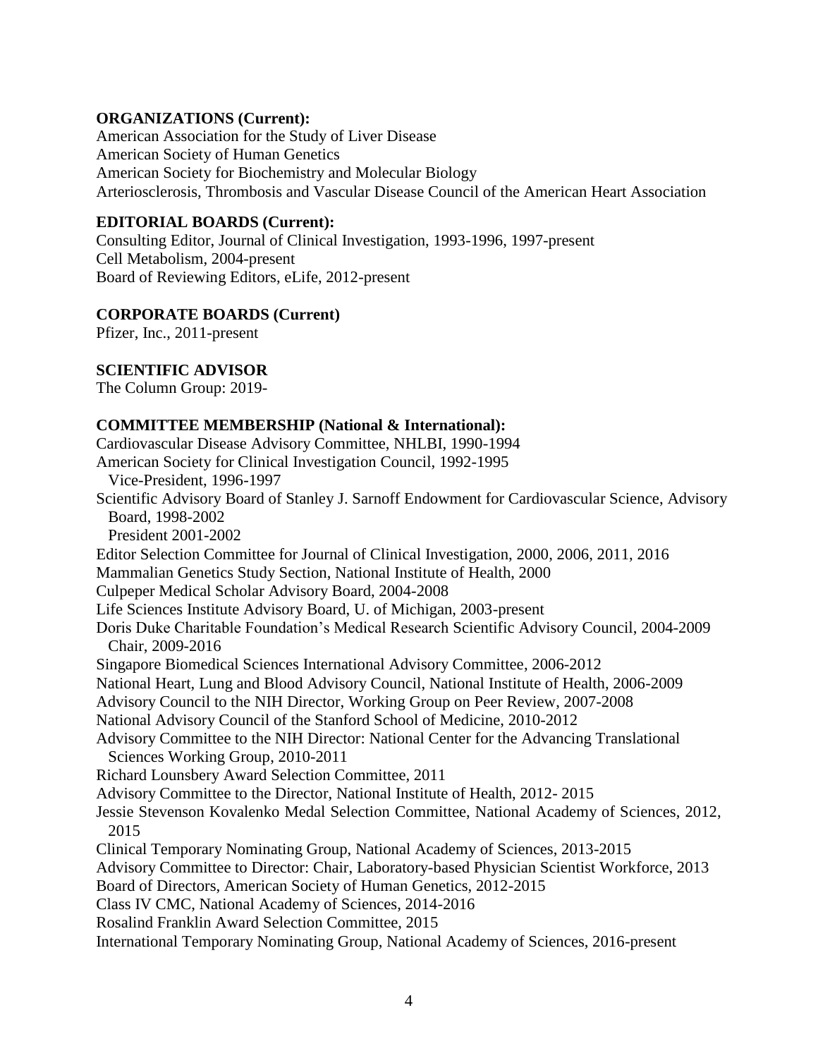**ORGANIZATIONS (Current):**

American Association for the Study of Liver Disease
American Society of Human Genetics
American Society for Biochemistry and Molecular Biology
Arteriosclerosis, Thrombosis and Vascular Disease Council of the American Heart Association

**EDITORIAL BOARDS (Current):**

Consulting Editor, Journal of Clinical Investigation, 1993-1996, 1997-present
Cell Metabolism, 2004-present
Board of Reviewing Editors, eLife, 2012-present

**CORPORATE BOARDS (Current)**

Pfizer, Inc., 2011-present

**SCIENTIFIC ADVISOR**

The Column Group: 2019-

**COMMITTEE MEMBERSHIP (National & International):**

Cardiovascular Disease Advisory Committee, NHLBI, 1990-1994
American Society for Clinical Investigation Council, 1992-1995
  Vice-President, 1996-1997
Scientific Advisory Board of Stanley J. Sarnoff Endowment for Cardiovascular Science, Advisory Board, 1998-2002
  President 2001-2002
Editor Selection Committee for Journal of Clinical Investigation, 2000, 2006, 2011, 2016
Mammalian Genetics Study Section, National Institute of Health, 2000
Culpeper Medical Scholar Advisory Board, 2004-2008
Life Sciences Institute Advisory Board, U. of Michigan, 2003-present
Doris Duke Charitable Foundation's Medical Research Scientific Advisory Council, 2004-2009
  Chair, 2009-2016
Singapore Biomedical Sciences International Advisory Committee, 2006-2012
National Heart, Lung and Blood Advisory Council, National Institute of Health, 2006-2009
Advisory Council to the NIH Director, Working Group on Peer Review, 2007-2008
National Advisory Council of the Stanford School of Medicine, 2010-2012
Advisory Committee to the NIH Director: National Center for the Advancing Translational Sciences Working Group, 2010-2011
Richard Lounsbery Award Selection Committee, 2011
Advisory Committee to the Director, National Institute of Health, 2012- 2015
Jessie Stevenson Kovalenko Medal Selection Committee, National Academy of Sciences, 2012, 2015
Clinical Temporary Nominating Group, National Academy of Sciences, 2013-2015
Advisory Committee to Director: Chair, Laboratory-based Physician Scientist Workforce, 2013
Board of Directors, American Society of Human Genetics, 2012-2015
Class IV CMC, National Academy of Sciences, 2014-2016
Rosalind Franklin Award Selection Committee, 2015
International Temporary Nominating Group, National Academy of Sciences, 2016-present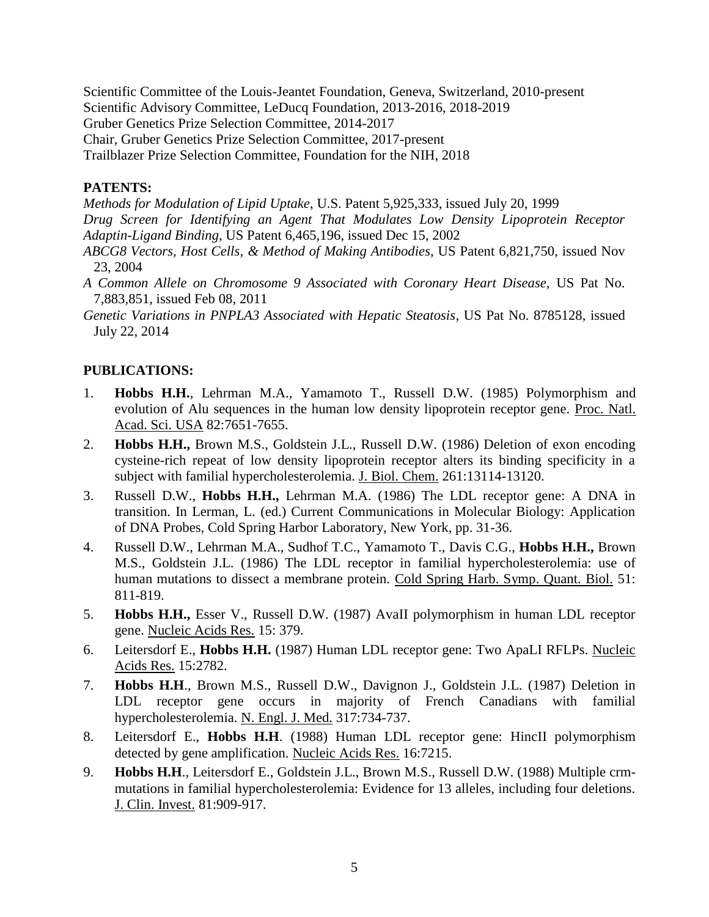Scientific Committee of the Louis-Jeantet Foundation, Geneva, Switzerland, 2010-present
Scientific Advisory Committee, LeDucq Foundation, 2013-2016, 2018-2019
Gruber Genetics Prize Selection Committee, 2014-2017
Chair, Gruber Genetics Prize Selection Committee, 2017-present
Trailblazer Prize Selection Committee, Foundation for the NIH, 2018

**PATENTS:**

*Methods for Modulation of Lipid Uptake*, U.S. Patent 5,925,333, issued July 20, 1999

*Drug Screen for Identifying an Agent That Modulates Low Density Lipoprotein Receptor Adaptin-Ligand Binding*, US Patent 6,465,196, issued Dec 15, 2002

*ABCG8 Vectors, Host Cells, & Method of Making Antibodies*, US Patent 6,821,750, issued Nov 23, 2004

*A Common Allele on Chromosome 9 Associated with Coronary Heart Disease*, US Pat No. 7,883,851, issued Feb 08, 2011

*Genetic Variations in PNPLA3 Associated with Hepatic Steatosis*, US Pat No. 8785128, issued July 22, 2014

**PUBLICATIONS:**

1. **Hobbs H.H.**, Lehrman M.A., Yamamoto T., Russell D.W. (1985) Polymorphism and evolution of Alu sequences in the human low density lipoprotein receptor gene. Proc. Natl. Acad. Sci. USA 82:7651-7655.
2. **Hobbs H.H.,** Brown M.S., Goldstein J.L., Russell D.W. (1986) Deletion of exon encoding cysteine-rich repeat of low density lipoprotein receptor alters its binding specificity in a subject with familial hypercholesterolemia. J. Biol. Chem. 261:13114-13120.
3. Russell D.W., **Hobbs H.H.,** Lehrman M.A. (1986) The LDL receptor gene: A DNA in transition. In Lerman, L. (ed.) Current Communications in Molecular Biology: Application of DNA Probes, Cold Spring Harbor Laboratory, New York, pp. 31-36.
4. Russell D.W., Lehrman M.A., Sudhof T.C., Yamamoto T., Davis C.G., **Hobbs H.H.,** Brown M.S., Goldstein J.L. (1986) The LDL receptor in familial hypercholesterolemia: use of human mutations to dissect a membrane protein. Cold Spring Harb. Symp. Quant. Biol. 51: 811-819.
5. **Hobbs H.H.,** Esser V., Russell D.W. (1987) AvaII polymorphism in human LDL receptor gene. Nucleic Acids Res. 15: 379.
6. Leitersdorf E., **Hobbs H.H.** (1987) Human LDL receptor gene: Two ApaLI RFLPs. Nucleic Acids Res. 15:2782.
7. **Hobbs H.H**., Brown M.S., Russell D.W., Davignon J., Goldstein J.L. (1987) Deletion in LDL receptor gene occurs in majority of French Canadians with familial hypercholesterolemia. N. Engl. J. Med. 317:734-737.
8. Leitersdorf E., **Hobbs H.H**. (1988) Human LDL receptor gene: HincII polymorphism detected by gene amplification. Nucleic Acids Res. 16:7215.
9. **Hobbs H.H**., Leitersdorf E., Goldstein J.L., Brown M.S., Russell D.W. (1988) Multiple crm-mutations in familial hypercholesterolemia: Evidence for 13 alleles, including four deletions. J. Clin. Invest. 81:909-917.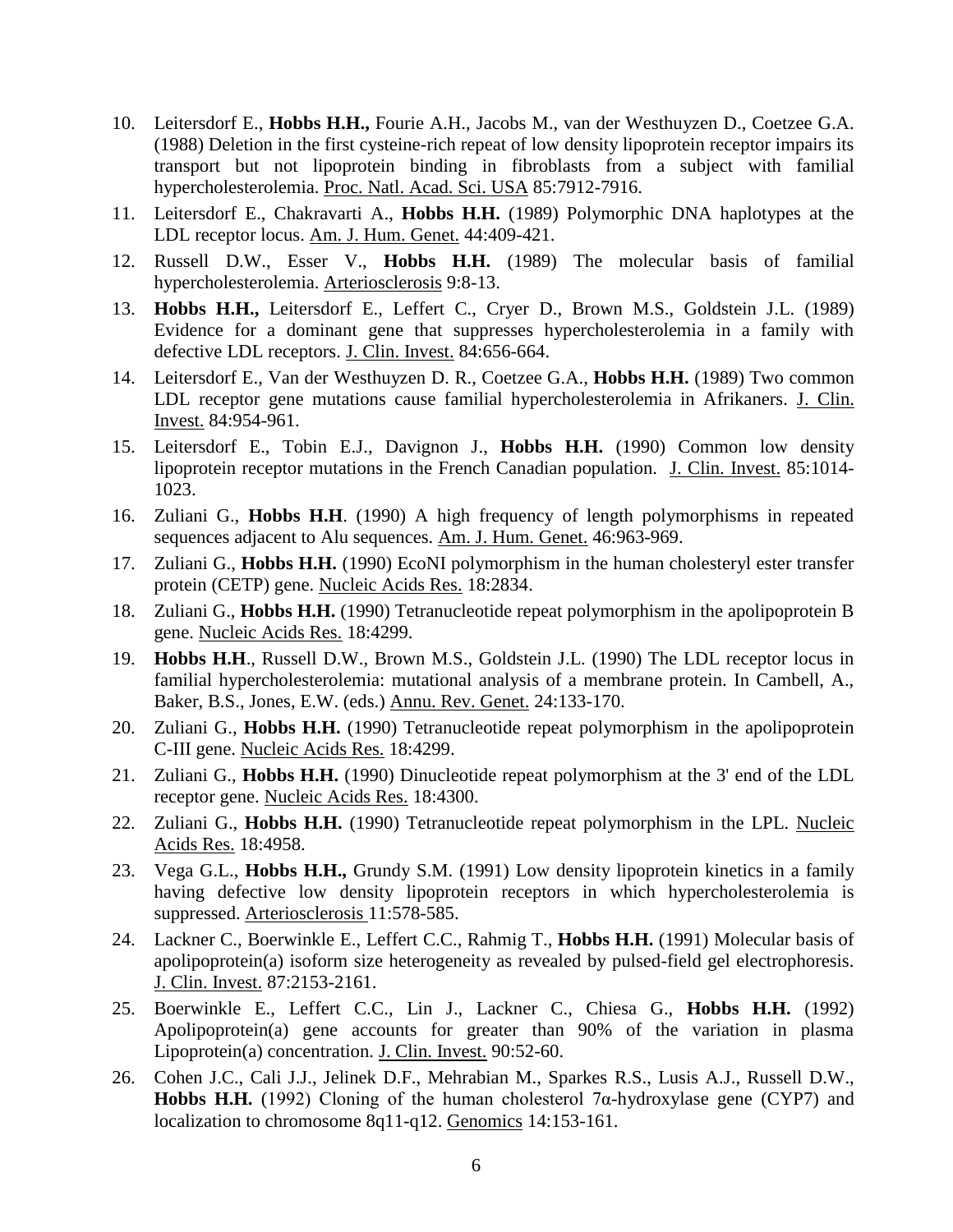10. Leitersdorf E., **Hobbs H.H.,** Fourie A.H., Jacobs M., van der Westhuyzen D., Coetzee G.A. (1988) Deletion in the first cysteine-rich repeat of low density lipoprotein receptor impairs its transport but not lipoprotein binding in fibroblasts from a subject with familial hypercholesterolemia. Proc. Natl. Acad. Sci. USA 85:7912-7916.

11. Leitersdorf E., Chakravarti A., **Hobbs H.H.** (1989) Polymorphic DNA haplotypes at the LDL receptor locus. Am. J. Hum. Genet. 44:409-421.

12. Russell D.W., Esser V., **Hobbs H.H.** (1989) The molecular basis of familial hypercholesterolemia. Arteriosclerosis 9:8-13.

13. **Hobbs H.H.,** Leitersdorf E., Leffert C., Cryer D., Brown M.S., Goldstein J.L. (1989) Evidence for a dominant gene that suppresses hypercholesterolemia in a family with defective LDL receptors. J. Clin. Invest. 84:656-664.

14. Leitersdorf E., Van der Westhuyzen D. R., Coetzee G.A., **Hobbs H.H.** (1989) Two common LDL receptor gene mutations cause familial hypercholesterolemia in Afrikaners. J. Clin. Invest. 84:954-961.

15. Leitersdorf E., Tobin E.J., Davignon J., **Hobbs H.H.** (1990) Common low density lipoprotein receptor mutations in the French Canadian population. J. Clin. Invest. 85:1014-1023.

16. Zuliani G., **Hobbs H.H**. (1990) A high frequency of length polymorphisms in repeated sequences adjacent to Alu sequences. Am. J. Hum. Genet. 46:963-969.

17. Zuliani G., **Hobbs H.H.** (1990) EcoNI polymorphism in the human cholesteryl ester transfer protein (CETP) gene. Nucleic Acids Res. 18:2834.

18. Zuliani G., **Hobbs H.H.** (1990) Tetranucleotide repeat polymorphism in the apolipoprotein B gene. Nucleic Acids Res. 18:4299.

19. **Hobbs H.H**., Russell D.W., Brown M.S., Goldstein J.L. (1990) The LDL receptor locus in familial hypercholesterolemia: mutational analysis of a membrane protein. In Cambell, A., Baker, B.S., Jones, E.W. (eds.) Annu. Rev. Genet. 24:133-170.

20. Zuliani G., **Hobbs H.H.** (1990) Tetranucleotide repeat polymorphism in the apolipoprotein C-III gene. Nucleic Acids Res. 18:4299.

21. Zuliani G., **Hobbs H.H.** (1990) Dinucleotide repeat polymorphism at the 3' end of the LDL receptor gene. Nucleic Acids Res. 18:4300.

22. Zuliani G., **Hobbs H.H.** (1990) Tetranucleotide repeat polymorphism in the LPL. Nucleic Acids Res. 18:4958.

23. Vega G.L., **Hobbs H.H.,** Grundy S.M. (1991) Low density lipoprotein kinetics in a family having defective low density lipoprotein receptors in which hypercholesterolemia is suppressed. Arteriosclerosis 11:578-585.

24. Lackner C., Boerwinkle E., Leffert C.C., Rahmig T., **Hobbs H.H.** (1991) Molecular basis of apolipoprotein(a) isoform size heterogeneity as revealed by pulsed-field gel electrophoresis. J. Clin. Invest. 87:2153-2161.

25. Boerwinkle E., Leffert C.C., Lin J., Lackner C., Chiesa G., **Hobbs H.H.** (1992) Apolipoprotein(a) gene accounts for greater than 90% of the variation in plasma Lipoprotein(a) concentration. J. Clin. Invest. 90:52-60.

26. Cohen J.C., Cali J.J., Jelinek D.F., Mehrabian M., Sparkes R.S., Lusis A.J., Russell D.W., **Hobbs H.H.** (1992) Cloning of the human cholesterol 7α-hydroxylase gene (CYP7) and localization to chromosome 8q11-q12. Genomics 14:153-161.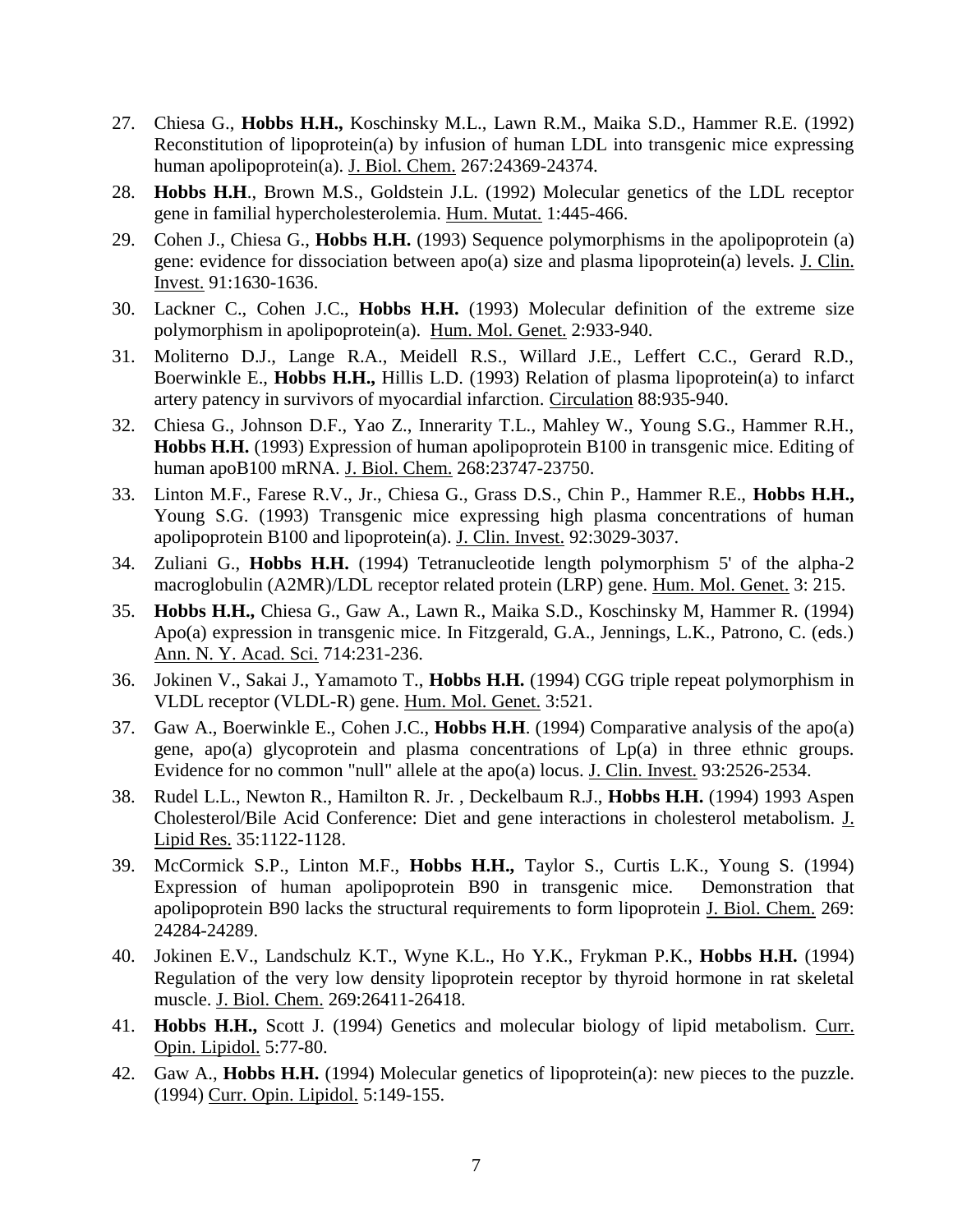27. Chiesa G., **Hobbs H.H.,** Koschinsky M.L., Lawn R.M., Maika S.D., Hammer R.E. (1992) Reconstitution of lipoprotein(a) by infusion of human LDL into transgenic mice expressing human apolipoprotein(a). J. Biol. Chem. 267:24369-24374.

28. **Hobbs H.H**., Brown M.S., Goldstein J.L. (1992) Molecular genetics of the LDL receptor gene in familial hypercholesterolemia. Hum. Mutat. 1:445-466.

29. Cohen J., Chiesa G., **Hobbs H.H.** (1993) Sequence polymorphisms in the apolipoprotein (a) gene: evidence for dissociation between apo(a) size and plasma lipoprotein(a) levels. J. Clin. Invest. 91:1630-1636.

30. Lackner C., Cohen J.C., **Hobbs H.H.** (1993) Molecular definition of the extreme size polymorphism in apolipoprotein(a). Hum. Mol. Genet. 2:933-940.

31. Moliterno D.J., Lange R.A., Meidell R.S., Willard J.E., Leffert C.C., Gerard R.D., Boerwinkle E., **Hobbs H.H.,** Hillis L.D. (1993) Relation of plasma lipoprotein(a) to infarct artery patency in survivors of myocardial infarction. Circulation 88:935-940.

32. Chiesa G., Johnson D.F., Yao Z., Innerarity T.L., Mahley W., Young S.G., Hammer R.H., **Hobbs H.H.** (1993) Expression of human apolipoprotein B100 in transgenic mice. Editing of human apoB100 mRNA. J. Biol. Chem. 268:23747-23750.

33. Linton M.F., Farese R.V., Jr., Chiesa G., Grass D.S., Chin P., Hammer R.E., **Hobbs H.H.,** Young S.G. (1993) Transgenic mice expressing high plasma concentrations of human apolipoprotein B100 and lipoprotein(a). J. Clin. Invest. 92:3029-3037.

34. Zuliani G., **Hobbs H.H.** (1994) Tetranucleotide length polymorphism 5' of the alpha-2 macroglobulin (A2MR)/LDL receptor related protein (LRP) gene. Hum. Mol. Genet. 3: 215.

35. **Hobbs H.H.,** Chiesa G., Gaw A., Lawn R., Maika S.D., Koschinsky M, Hammer R. (1994) Apo(a) expression in transgenic mice. In Fitzgerald, G.A., Jennings, L.K., Patrono, C. (eds.) Ann. N. Y. Acad. Sci. 714:231-236.

36. Jokinen V., Sakai J., Yamamoto T., **Hobbs H.H.** (1994) CGG triple repeat polymorphism in VLDL receptor (VLDL-R) gene. Hum. Mol. Genet. 3:521.

37. Gaw A., Boerwinkle E., Cohen J.C., **Hobbs H.H**. (1994) Comparative analysis of the apo(a) gene, apo(a) glycoprotein and plasma concentrations of Lp(a) in three ethnic groups. Evidence for no common "null" allele at the apo(a) locus. J. Clin. Invest. 93:2526-2534.

38. Rudel L.L., Newton R., Hamilton R. Jr. , Deckelbaum R.J., **Hobbs H.H.** (1994) 1993 Aspen Cholesterol/Bile Acid Conference: Diet and gene interactions in cholesterol metabolism. J. Lipid Res. 35:1122-1128.

39. McCormick S.P., Linton M.F., **Hobbs H.H.,** Taylor S., Curtis L.K., Young S. (1994) Expression of human apolipoprotein B90 in transgenic mice. Demonstration that apolipoprotein B90 lacks the structural requirements to form lipoprotein J. Biol. Chem. 269: 24284-24289.

40. Jokinen E.V., Landschulz K.T., Wyne K.L., Ho Y.K., Frykman P.K., **Hobbs H.H.** (1994) Regulation of the very low density lipoprotein receptor by thyroid hormone in rat skeletal muscle. J. Biol. Chem. 269:26411-26418.

41. **Hobbs H.H.,** Scott J. (1994) Genetics and molecular biology of lipid metabolism. Curr. Opin. Lipidol. 5:77-80.

42. Gaw A., **Hobbs H.H.** (1994) Molecular genetics of lipoprotein(a): new pieces to the puzzle. (1994) Curr. Opin. Lipidol. 5:149-155.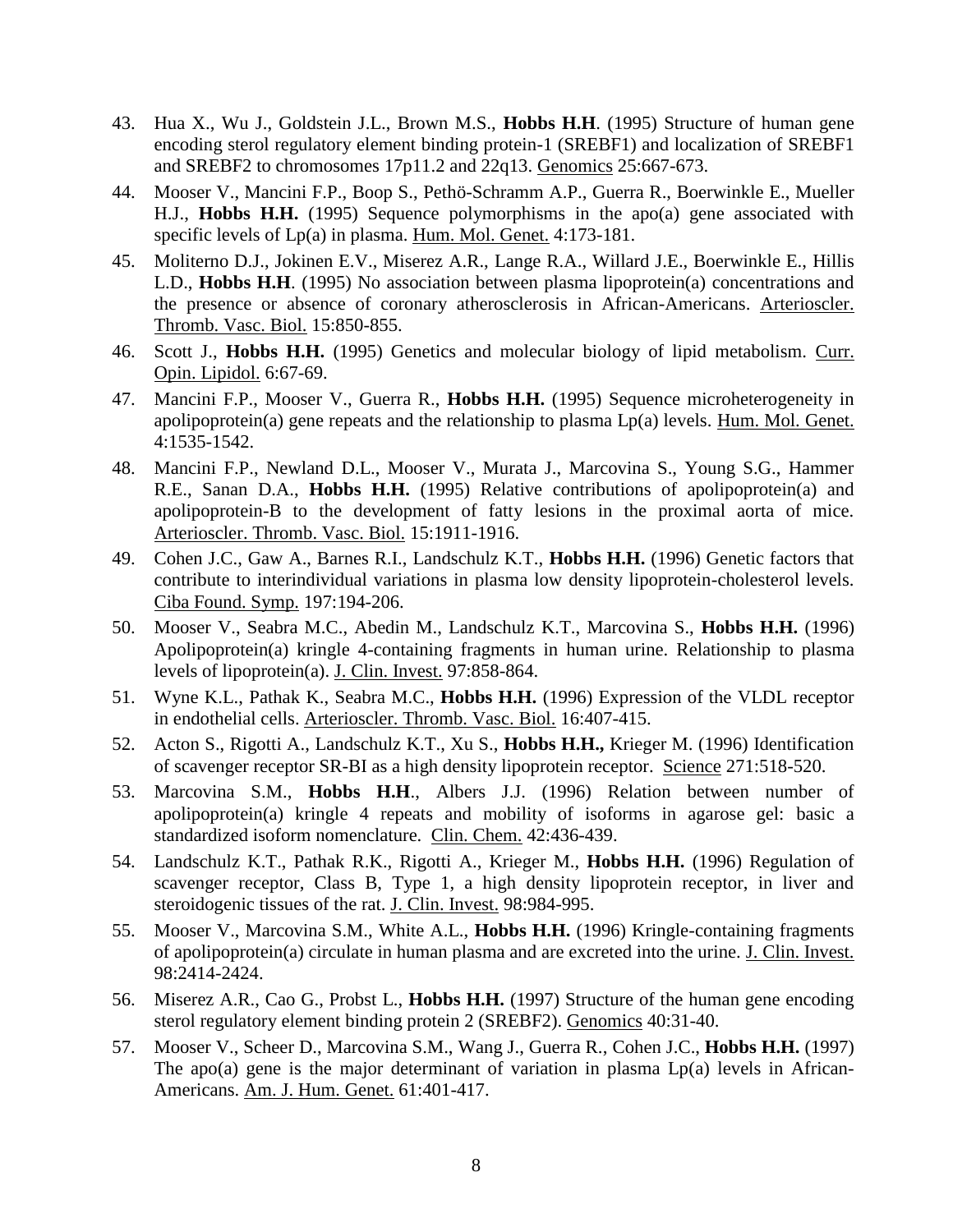43. Hua X., Wu J., Goldstein J.L., Brown M.S., **Hobbs H.H**. (1995) Structure of human gene encoding sterol regulatory element binding protein-1 (SREBF1) and localization of SREBF1 and SREBF2 to chromosomes 17p11.2 and 22q13. Genomics 25:667-673.

44. Mooser V., Mancini F.P., Boop S., Pethö-Schramm A.P., Guerra R., Boerwinkle E., Mueller H.J., **Hobbs H.H.** (1995) Sequence polymorphisms in the apo(a) gene associated with specific levels of Lp(a) in plasma. Hum. Mol. Genet. 4:173-181.

45. Moliterno D.J., Jokinen E.V., Miserez A.R., Lange R.A., Willard J.E., Boerwinkle E., Hillis L.D., **Hobbs H.H**. (1995) No association between plasma lipoprotein(a) concentrations and the presence or absence of coronary atherosclerosis in African-Americans. Arterioscler. Thromb. Vasc. Biol. 15:850-855.

46. Scott J., **Hobbs H.H.** (1995) Genetics and molecular biology of lipid metabolism. Curr. Opin. Lipidol. 6:67-69.

47. Mancini F.P., Mooser V., Guerra R., **Hobbs H.H.** (1995) Sequence microheterogeneity in apolipoprotein(a) gene repeats and the relationship to plasma Lp(a) levels. Hum. Mol. Genet. 4:1535-1542.

48. Mancini F.P., Newland D.L., Mooser V., Murata J., Marcovina S., Young S.G., Hammer R.E., Sanan D.A., **Hobbs H.H.** (1995) Relative contributions of apolipoprotein(a) and apolipoprotein-B to the development of fatty lesions in the proximal aorta of mice. Arterioscler. Thromb. Vasc. Biol. 15:1911-1916.

49. Cohen J.C., Gaw A., Barnes R.I., Landschulz K.T., **Hobbs H.H.** (1996) Genetic factors that contribute to interindividual variations in plasma low density lipoprotein-cholesterol levels. Ciba Found. Symp. 197:194-206.

50. Mooser V., Seabra M.C., Abedin M., Landschulz K.T., Marcovina S., **Hobbs H.H.** (1996) Apolipoprotein(a) kringle 4-containing fragments in human urine. Relationship to plasma levels of lipoprotein(a). J. Clin. Invest. 97:858-864.

51. Wyne K.L., Pathak K., Seabra M.C., **Hobbs H.H.** (1996) Expression of the VLDL receptor in endothelial cells. Arterioscler. Thromb. Vasc. Biol. 16:407-415.

52. Acton S., Rigotti A., Landschulz K.T., Xu S., **Hobbs H.H.,** Krieger M. (1996) Identification of scavenger receptor SR-BI as a high density lipoprotein receptor. Science 271:518-520.

53. Marcovina S.M., **Hobbs H.H**., Albers J.J. (1996) Relation between number of apolipoprotein(a) kringle 4 repeats and mobility of isoforms in agarose gel: basic a standardized isoform nomenclature. Clin. Chem. 42:436-439.

54. Landschulz K.T., Pathak R.K., Rigotti A., Krieger M., **Hobbs H.H.** (1996) Regulation of scavenger receptor, Class B, Type 1, a high density lipoprotein receptor, in liver and steroidogenic tissues of the rat. J. Clin. Invest. 98:984-995.

55. Mooser V., Marcovina S.M., White A.L., **Hobbs H.H.** (1996) Kringle-containing fragments of apolipoprotein(a) circulate in human plasma and are excreted into the urine. J. Clin. Invest. 98:2414-2424.

56. Miserez A.R., Cao G., Probst L., **Hobbs H.H.** (1997) Structure of the human gene encoding sterol regulatory element binding protein 2 (SREBF2). Genomics 40:31-40.

57. Mooser V., Scheer D., Marcovina S.M., Wang J., Guerra R., Cohen J.C., **Hobbs H.H.** (1997) The apo(a) gene is the major determinant of variation in plasma Lp(a) levels in African-Americans. Am. J. Hum. Genet. 61:401-417.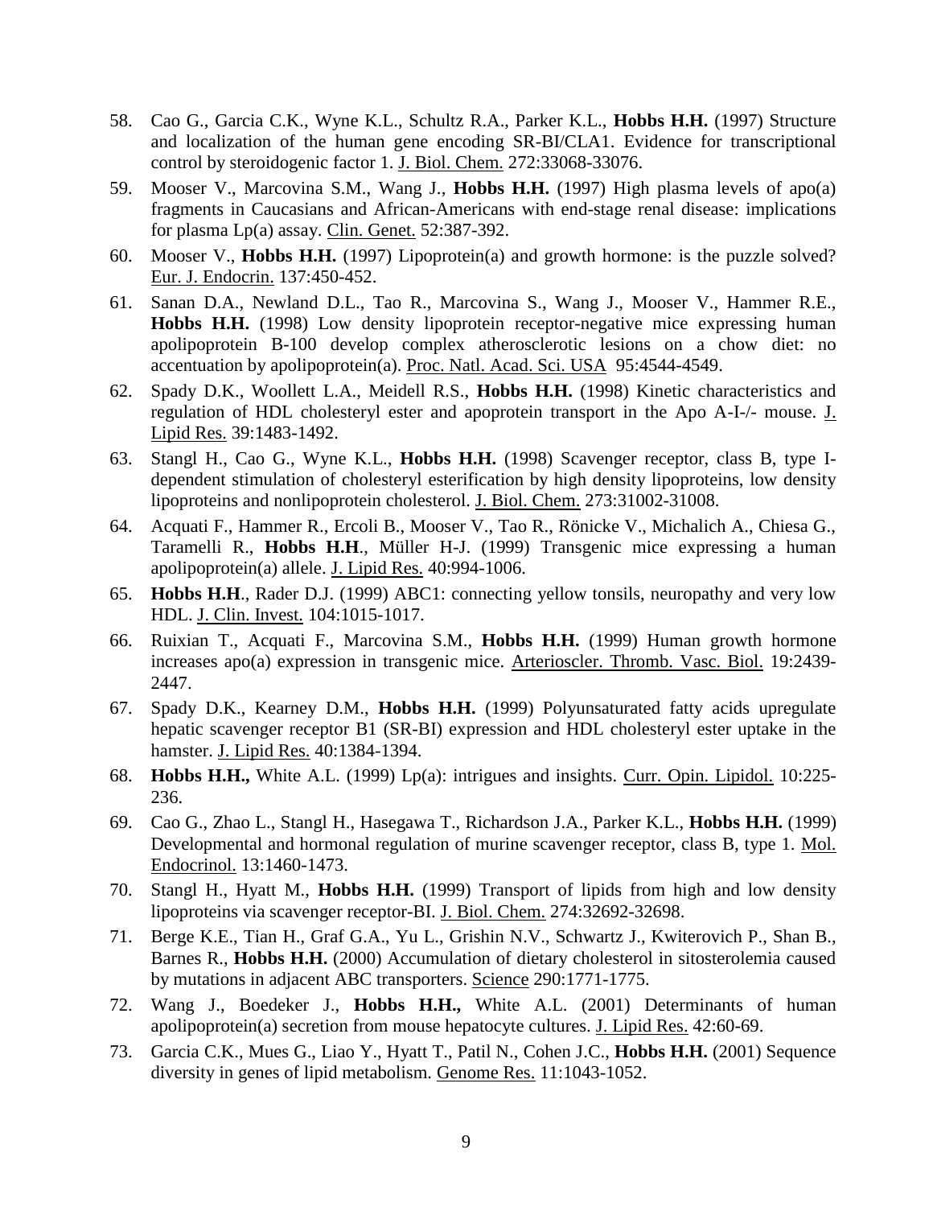58. Cao G., Garcia C.K., Wyne K.L., Schultz R.A., Parker K.L., **Hobbs H.H.** (1997) Structure and localization of the human gene encoding SR-BI/CLA1. Evidence for transcriptional control by steroidogenic factor 1. J. Biol. Chem. 272:33068-33076.
59. Mooser V., Marcovina S.M., Wang J., **Hobbs H.H.** (1997) High plasma levels of apo(a) fragments in Caucasians and African-Americans with end-stage renal disease: implications for plasma Lp(a) assay. Clin. Genet. 52:387-392.
60. Mooser V., **Hobbs H.H.** (1997) Lipoprotein(a) and growth hormone: is the puzzle solved? Eur. J. Endocrin. 137:450-452.
61. Sanan D.A., Newland D.L., Tao R., Marcovina S., Wang J., Mooser V., Hammer R.E., **Hobbs H.H.** (1998) Low density lipoprotein receptor-negative mice expressing human apolipoprotein B-100 develop complex atherosclerotic lesions on a chow diet: no accentuation by apolipoprotein(a). Proc. Natl. Acad. Sci. USA 95:4544-4549.
62. Spady D.K., Woollett L.A., Meidell R.S., **Hobbs H.H.** (1998) Kinetic characteristics and regulation of HDL cholesteryl ester and apoprotein transport in the Apo A-I-/- mouse. J. Lipid Res. 39:1483-1492.
63. Stangl H., Cao G., Wyne K.L., **Hobbs H.H.** (1998) Scavenger receptor, class B, type I-dependent stimulation of cholesteryl esterification by high density lipoproteins, low density lipoproteins and nonlipoprotein cholesterol. J. Biol. Chem. 273:31002-31008.
64. Acquati F., Hammer R., Ercoli B., Mooser V., Tao R., Rönicke V., Michalich A., Chiesa G., Taramelli R., **Hobbs H.H**., Müller H-J. (1999) Transgenic mice expressing a human apolipoprotein(a) allele. J. Lipid Res. 40:994-1006.
65. **Hobbs H.H**., Rader D.J. (1999) ABC1: connecting yellow tonsils, neuropathy and very low HDL. J. Clin. Invest. 104:1015-1017.
66. Ruixian T., Acquati F., Marcovina S.M., **Hobbs H.H.** (1999) Human growth hormone increases apo(a) expression in transgenic mice. Arterioscler. Thromb. Vasc. Biol. 19:2439-2447.
67. Spady D.K., Kearney D.M., **Hobbs H.H.** (1999) Polyunsaturated fatty acids upregulate hepatic scavenger receptor B1 (SR-BI) expression and HDL cholesteryl ester uptake in the hamster. J. Lipid Res. 40:1384-1394.
68. **Hobbs H.H.,** White A.L. (1999) Lp(a): intrigues and insights. Curr. Opin. Lipidol. 10:225-236.
69. Cao G., Zhao L., Stangl H., Hasegawa T., Richardson J.A., Parker K.L., **Hobbs H.H.** (1999) Developmental and hormonal regulation of murine scavenger receptor, class B, type 1. Mol. Endocrinol. 13:1460-1473.
70. Stangl H., Hyatt M., **Hobbs H.H.** (1999) Transport of lipids from high and low density lipoproteins via scavenger receptor-BI. J. Biol. Chem. 274:32692-32698.
71. Berge K.E., Tian H., Graf G.A., Yu L., Grishin N.V., Schwartz J., Kwiterovich P., Shan B., Barnes R., **Hobbs H.H.** (2000) Accumulation of dietary cholesterol in sitosterolemia caused by mutations in adjacent ABC transporters. Science 290:1771-1775.
72. Wang J., Boedeker J., **Hobbs H.H.,** White A.L. (2001) Determinants of human apolipoprotein(a) secretion from mouse hepatocyte cultures. J. Lipid Res. 42:60-69.
73. Garcia C.K., Mues G., Liao Y., Hyatt T., Patil N., Cohen J.C., **Hobbs H.H.** (2001) Sequence diversity in genes of lipid metabolism. Genome Res. 11:1043-1052.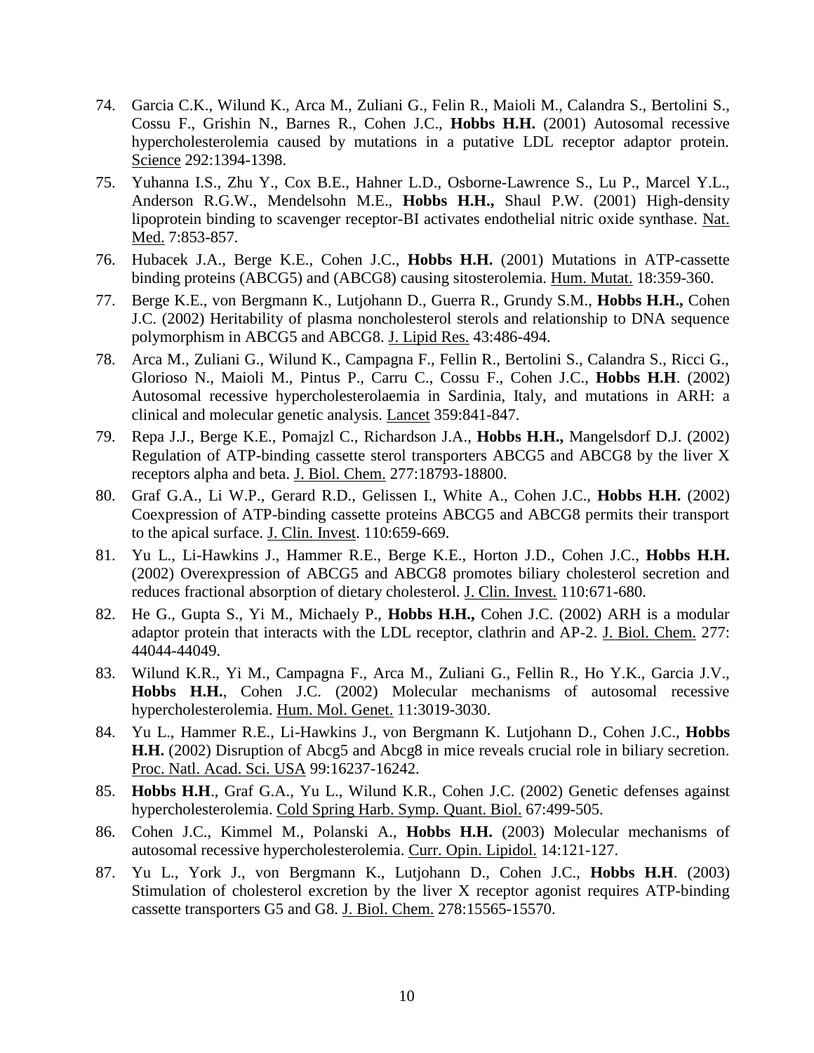74. Garcia C.K., Wilund K., Arca M., Zuliani G., Felin R., Maioli M., Calandra S., Bertolini S., Cossu F., Grishin N., Barnes R., Cohen J.C., **Hobbs H.H.** (2001) Autosomal recessive hypercholesterolemia caused by mutations in a putative LDL receptor adaptor protein. Science 292:1394-1398.

75. Yuhanna I.S., Zhu Y., Cox B.E., Hahner L.D., Osborne-Lawrence S., Lu P., Marcel Y.L., Anderson R.G.W., Mendelsohn M.E., **Hobbs H.H.,** Shaul P.W. (2001) High-density lipoprotein binding to scavenger receptor-BI activates endothelial nitric oxide synthase. Nat. Med. 7:853-857.

76. Hubacek J.A., Berge K.E., Cohen J.C., **Hobbs H.H.** (2001) Mutations in ATP-cassette binding proteins (ABCG5) and (ABCG8) causing sitosterolemia. Hum. Mutat. 18:359-360.

77. Berge K.E., von Bergmann K., Lutjohann D., Guerra R., Grundy S.M., **Hobbs H.H.,** Cohen J.C. (2002) Heritability of plasma noncholesterol sterols and relationship to DNA sequence polymorphism in ABCG5 and ABCG8. J. Lipid Res. 43:486-494.

78. Arca M., Zuliani G., Wilund K., Campagna F., Fellin R., Bertolini S., Calandra S., Ricci G., Glorioso N., Maioli M., Pintus P., Carru C., Cossu F., Cohen J.C., **Hobbs H.H**. (2002) Autosomal recessive hypercholesterolaemia in Sardinia, Italy, and mutations in ARH: a clinical and molecular genetic analysis. Lancet 359:841-847.

79. Repa J.J., Berge K.E., Pomajzl C., Richardson J.A., **Hobbs H.H.,** Mangelsdorf D.J. (2002) Regulation of ATP-binding cassette sterol transporters ABCG5 and ABCG8 by the liver X receptors alpha and beta. J. Biol. Chem. 277:18793-18800.

80. Graf G.A., Li W.P., Gerard R.D., Gelissen I., White A., Cohen J.C., **Hobbs H.H.** (2002) Coexpression of ATP-binding cassette proteins ABCG5 and ABCG8 permits their transport to the apical surface. J. Clin. Invest. 110:659-669.

81. Yu L., Li-Hawkins J., Hammer R.E., Berge K.E., Horton J.D., Cohen J.C., **Hobbs H.H.** (2002) Overexpression of ABCG5 and ABCG8 promotes biliary cholesterol secretion and reduces fractional absorption of dietary cholesterol. J. Clin. Invest. 110:671-680.

82. He G., Gupta S., Yi M., Michaely P., **Hobbs H.H.,** Cohen J.C. (2002) ARH is a modular adaptor protein that interacts with the LDL receptor, clathrin and AP-2. J. Biol. Chem. 277: 44044-44049.

83. Wilund K.R., Yi M., Campagna F., Arca M., Zuliani G., Fellin R., Ho Y.K., Garcia J.V., **Hobbs H.H.**, Cohen J.C. (2002) Molecular mechanisms of autosomal recessive hypercholesterolemia. Hum. Mol. Genet. 11:3019-3030.

84. Yu L., Hammer R.E., Li-Hawkins J., von Bergmann K. Lutjohann D., Cohen J.C., **Hobbs H.H.** (2002) Disruption of Abcg5 and Abcg8 in mice reveals crucial role in biliary secretion. Proc. Natl. Acad. Sci. USA 99:16237-16242.

85. **Hobbs H.H**., Graf G.A., Yu L., Wilund K.R., Cohen J.C. (2002) Genetic defenses against hypercholesterolemia. Cold Spring Harb. Symp. Quant. Biol. 67:499-505.

86. Cohen J.C., Kimmel M., Polanski A., **Hobbs H.H.** (2003) Molecular mechanisms of autosomal recessive hypercholesterolemia. Curr. Opin. Lipidol. 14:121-127.

87. Yu L., York J., von Bergmann K., Lutjohann D., Cohen J.C., **Hobbs H.H**. (2003) Stimulation of cholesterol excretion by the liver X receptor agonist requires ATP-binding cassette transporters G5 and G8. J. Biol. Chem. 278:15565-15570.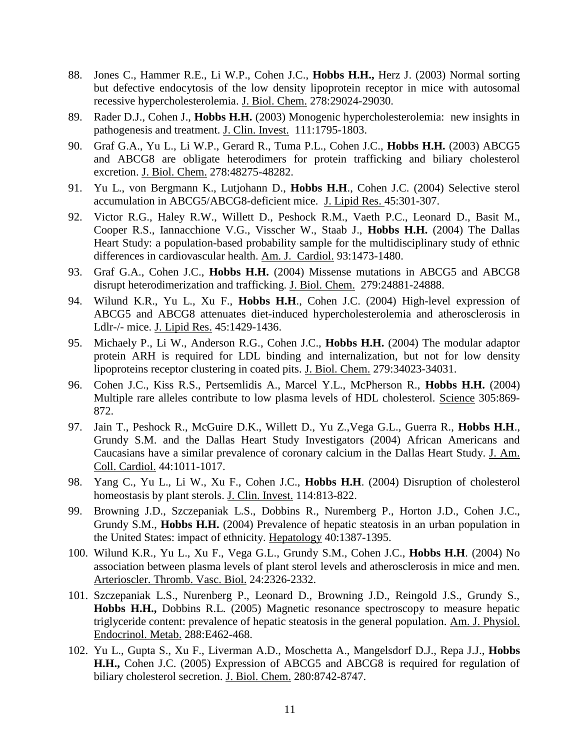88. Jones C., Hammer R.E., Li W.P., Cohen J.C., **Hobbs H.H.,** Herz J. (2003) Normal sorting but defective endocytosis of the low density lipoprotein receptor in mice with autosomal recessive hypercholesterolemia. J. Biol. Chem. 278:29024-29030.
89. Rader D.J., Cohen J., **Hobbs H.H.** (2003) Monogenic hypercholesterolemia: new insights in pathogenesis and treatment. J. Clin. Invest. 111:1795-1803.
90. Graf G.A., Yu L., Li W.P., Gerard R., Tuma P.L., Cohen J.C., **Hobbs H.H.** (2003) ABCG5 and ABCG8 are obligate heterodimers for protein trafficking and biliary cholesterol excretion. J. Biol. Chem. 278:48275-48282.
91. Yu L., von Bergmann K., Lutjohann D., **Hobbs H.H**., Cohen J.C. (2004) Selective sterol accumulation in ABCG5/ABCG8-deficient mice. J. Lipid Res. 45:301-307.
92. Victor R.G., Haley R.W., Willett D., Peshock R.M., Vaeth P.C., Leonard D., Basit M., Cooper R.S., Iannacchione V.G., Visscher W., Staab J., **Hobbs H.H.** (2004) The Dallas Heart Study: a population-based probability sample for the multidisciplinary study of ethnic differences in cardiovascular health. Am. J. Cardiol. 93:1473-1480.
93. Graf G.A., Cohen J.C., **Hobbs H.H.** (2004) Missense mutations in ABCG5 and ABCG8 disrupt heterodimerization and trafficking. J. Biol. Chem. 279:24881-24888.
94. Wilund K.R., Yu L., Xu F., **Hobbs H.H**., Cohen J.C. (2004) High-level expression of ABCG5 and ABCG8 attenuates diet-induced hypercholesterolemia and atherosclerosis in Ldlr-/- mice. J. Lipid Res. 45:1429-1436.
95. Michaely P., Li W., Anderson R.G., Cohen J.C., **Hobbs H.H.** (2004) The modular adaptor protein ARH is required for LDL binding and internalization, but not for low density lipoproteins receptor clustering in coated pits. J. Biol. Chem. 279:34023-34031.
96. Cohen J.C., Kiss R.S., Pertsemlidis A., Marcel Y.L., McPherson R., **Hobbs H.H.** (2004) Multiple rare alleles contribute to low plasma levels of HDL cholesterol. Science 305:869-872.
97. Jain T., Peshock R., McGuire D.K., Willett D., Yu Z.,Vega G.L., Guerra R., **Hobbs H.H**., Grundy S.M. and the Dallas Heart Study Investigators (2004) African Americans and Caucasians have a similar prevalence of coronary calcium in the Dallas Heart Study. J. Am. Coll. Cardiol. 44:1011-1017.
98. Yang C., Yu L., Li W., Xu F., Cohen J.C., **Hobbs H.H**. (2004) Disruption of cholesterol homeostasis by plant sterols. J. Clin. Invest. 114:813-822.
99. Browning J.D., Szczepaniak L.S., Dobbins R., Nuremberg P., Horton J.D., Cohen J.C., Grundy S.M., **Hobbs H.H.** (2004) Prevalence of hepatic steatosis in an urban population in the United States: impact of ethnicity. Hepatology 40:1387-1395.
100. Wilund K.R., Yu L., Xu F., Vega G.L., Grundy S.M., Cohen J.C., **Hobbs H.H**. (2004) No association between plasma levels of plant sterol levels and atherosclerosis in mice and men. Arterioscler. Thromb. Vasc. Biol. 24:2326-2332.
101. Szczepaniak L.S., Nurenberg P., Leonard D., Browning J.D., Reingold J.S., Grundy S., **Hobbs H.H.,** Dobbins R.L. (2005) Magnetic resonance spectroscopy to measure hepatic triglyceride content: prevalence of hepatic steatosis in the general population. Am. J. Physiol. Endocrinol. Metab. 288:E462-468.
102. Yu L., Gupta S., Xu F., Liverman A.D., Moschetta A., Mangelsdorf D.J., Repa J.J., **Hobbs H.H.,** Cohen J.C. (2005) Expression of ABCG5 and ABCG8 is required for regulation of biliary cholesterol secretion. J. Biol. Chem. 280:8742-8747.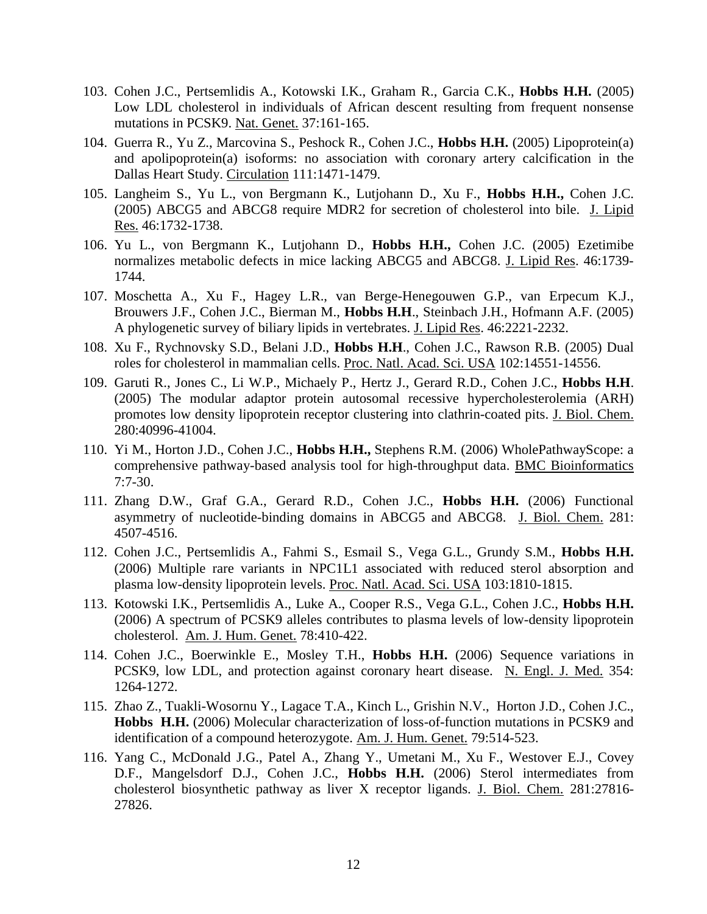103. Cohen J.C., Pertsemlidis A., Kotowski I.K., Graham R., Garcia C.K., **Hobbs H.H.** (2005) Low LDL cholesterol in individuals of African descent resulting from frequent nonsense mutations in PCSK9. Nat. Genet. 37:161-165.

104. Guerra R., Yu Z., Marcovina S., Peshock R., Cohen J.C., **Hobbs H.H.** (2005) Lipoprotein(a) and apolipoprotein(a) isoforms: no association with coronary artery calcification in the Dallas Heart Study. Circulation 111:1471-1479.

105. Langheim S., Yu L., von Bergmann K., Lutjohann D., Xu F., **Hobbs H.H.,** Cohen J.C. (2005) ABCG5 and ABCG8 require MDR2 for secretion of cholesterol into bile. J. Lipid Res. 46:1732-1738.

106. Yu L., von Bergmann K., Lutjohann D., **Hobbs H.H.,** Cohen J.C. (2005) Ezetimibe normalizes metabolic defects in mice lacking ABCG5 and ABCG8. J. Lipid Res. 46:1739-1744.

107. Moschetta A., Xu F., Hagey L.R., van Berge-Henegouwen G.P., van Erpecum K.J., Brouwers J.F., Cohen J.C., Bierman M., **Hobbs H.H**., Steinbach J.H., Hofmann A.F. (2005) A phylogenetic survey of biliary lipids in vertebrates. J. Lipid Res. 46:2221-2232.

108. Xu F., Rychnovsky S.D., Belani J.D., **Hobbs H.H**., Cohen J.C., Rawson R.B. (2005) Dual roles for cholesterol in mammalian cells. Proc. Natl. Acad. Sci. USA 102:14551-14556.

109. Garuti R., Jones C., Li W.P., Michaely P., Hertz J., Gerard R.D., Cohen J.C., **Hobbs H.H**. (2005) The modular adaptor protein autosomal recessive hypercholesterolemia (ARH) promotes low density lipoprotein receptor clustering into clathrin-coated pits. J. Biol. Chem. 280:40996-41004.

110. Yi M., Horton J.D., Cohen J.C., **Hobbs H.H.,** Stephens R.M. (2006) WholePathwayScope: a comprehensive pathway-based analysis tool for high-throughput data. BMC Bioinformatics 7:7-30.

111. Zhang D.W., Graf G.A., Gerard R.D., Cohen J.C., **Hobbs H.H.** (2006) Functional asymmetry of nucleotide-binding domains in ABCG5 and ABCG8. J. Biol. Chem. 281: 4507-4516.

112. Cohen J.C., Pertsemlidis A., Fahmi S., Esmail S., Vega G.L., Grundy S.M., **Hobbs H.H.** (2006) Multiple rare variants in NPC1L1 associated with reduced sterol absorption and plasma low-density lipoprotein levels. Proc. Natl. Acad. Sci. USA 103:1810-1815.

113. Kotowski I.K., Pertsemlidis A., Luke A., Cooper R.S., Vega G.L., Cohen J.C., **Hobbs H.H.** (2006) A spectrum of PCSK9 alleles contributes to plasma levels of low-density lipoprotein cholesterol. Am. J. Hum. Genet. 78:410-422.

114. Cohen J.C., Boerwinkle E., Mosley T.H., **Hobbs H.H.** (2006) Sequence variations in PCSK9, low LDL, and protection against coronary heart disease. N. Engl. J. Med. 354: 1264-1272.

115. Zhao Z., Tuakli-Wosornu Y., Lagace T.A., Kinch L., Grishin N.V., Horton J.D., Cohen J.C., **Hobbs H.H.** (2006) Molecular characterization of loss-of-function mutations in PCSK9 and identification of a compound heterozygote. Am. J. Hum. Genet. 79:514-523.

116. Yang C., McDonald J.G., Patel A., Zhang Y., Umetani M., Xu F., Westover E.J., Covey D.F., Mangelsdorf D.J., Cohen J.C., **Hobbs H.H.** (2006) Sterol intermediates from cholesterol biosynthetic pathway as liver X receptor ligands. J. Biol. Chem. 281:27816-27826.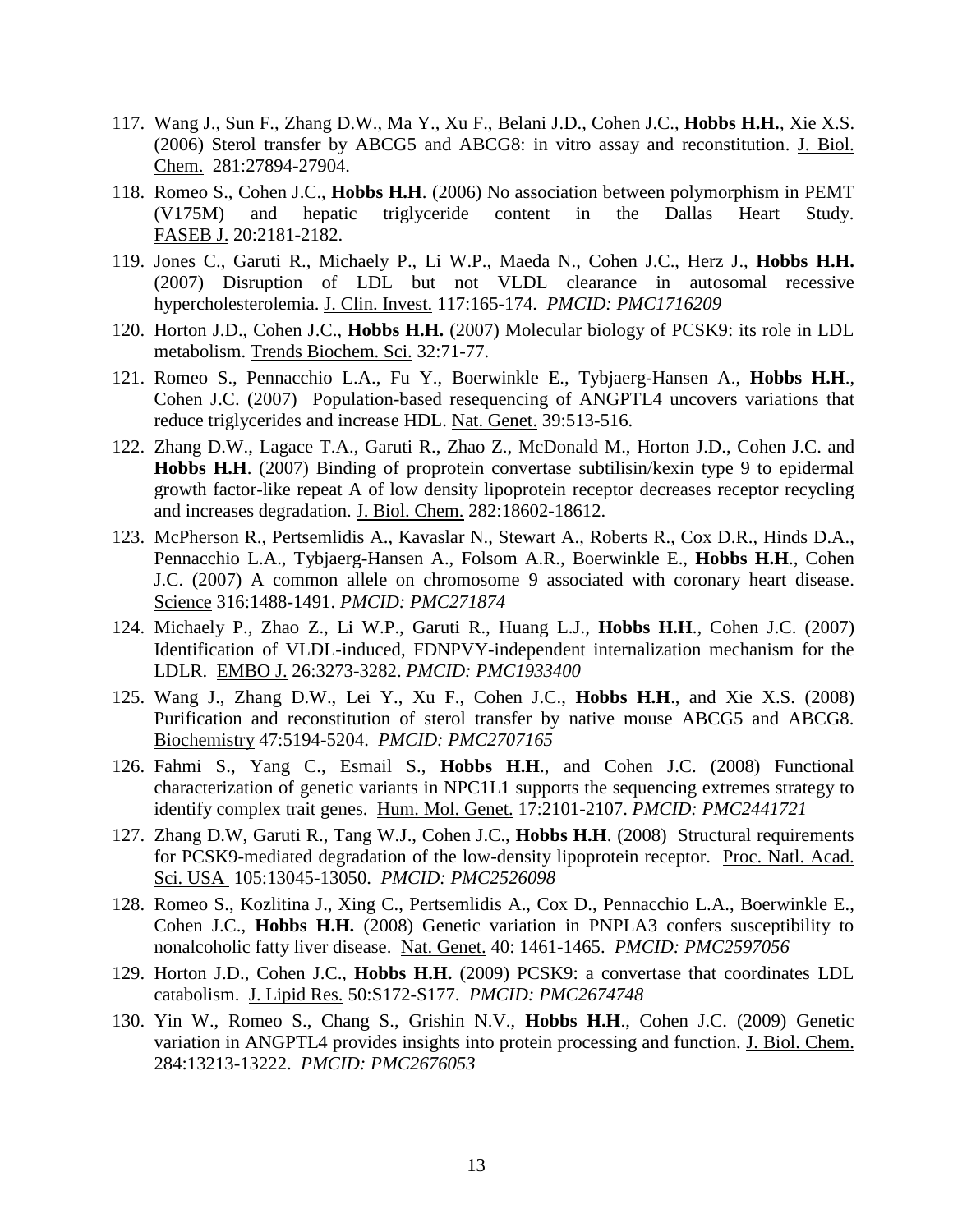117. Wang J., Sun F., Zhang D.W., Ma Y., Xu F., Belani J.D., Cohen J.C., **Hobbs H.H.**, Xie X.S. (2006) Sterol transfer by ABCG5 and ABCG8: in vitro assay and reconstitution. J. Biol. Chem. 281:27894-27904.

118. Romeo S., Cohen J.C., **Hobbs H.H**. (2006) No association between polymorphism in PEMT (V175M) and hepatic triglyceride content in the Dallas Heart Study. FASEB J. 20:2181-2182.

119. Jones C., Garuti R., Michaely P., Li W.P., Maeda N., Cohen J.C., Herz J., **Hobbs H.H.** (2007) Disruption of LDL but not VLDL clearance in autosomal recessive hypercholesterolemia. J. Clin. Invest. 117:165-174. *PMCID: PMC1716209*

120. Horton J.D., Cohen J.C., **Hobbs H.H.** (2007) Molecular biology of PCSK9: its role in LDL metabolism. Trends Biochem. Sci. 32:71-77.

121. Romeo S., Pennacchio L.A., Fu Y., Boerwinkle E., Tybjaerg-Hansen A., **Hobbs H.H**., Cohen J.C. (2007) Population-based resequencing of ANGPTL4 uncovers variations that reduce triglycerides and increase HDL. Nat. Genet. 39:513-516.

122. Zhang D.W., Lagace T.A., Garuti R., Zhao Z., McDonald M., Horton J.D., Cohen J.C. and **Hobbs H.H**. (2007) Binding of proprotein convertase subtilisin/kexin type 9 to epidermal growth factor-like repeat A of low density lipoprotein receptor decreases receptor recycling and increases degradation. J. Biol. Chem. 282:18602-18612.

123. McPherson R., Pertsemlidis A., Kavaslar N., Stewart A., Roberts R., Cox D.R., Hinds D.A., Pennacchio L.A., Tybjaerg-Hansen A., Folsom A.R., Boerwinkle E., **Hobbs H.H**., Cohen J.C. (2007) A common allele on chromosome 9 associated with coronary heart disease. Science 316:1488-1491. *PMCID: PMC271874*

124. Michaely P., Zhao Z., Li W.P., Garuti R., Huang L.J., **Hobbs H.H**., Cohen J.C. (2007) Identification of VLDL-induced, FDNPVY-independent internalization mechanism for the LDLR. EMBO J. 26:3273-3282. *PMCID: PMC1933400*

125. Wang J., Zhang D.W., Lei Y., Xu F., Cohen J.C., **Hobbs H.H**., and Xie X.S. (2008) Purification and reconstitution of sterol transfer by native mouse ABCG5 and ABCG8. Biochemistry 47:5194-5204. *PMCID: PMC2707165*

126. Fahmi S., Yang C., Esmail S., **Hobbs H.H**., and Cohen J.C. (2008) Functional characterization of genetic variants in NPC1L1 supports the sequencing extremes strategy to identify complex trait genes. Hum. Mol. Genet. 17:2101-2107. *PMCID: PMC2441721*

127. Zhang D.W, Garuti R., Tang W.J., Cohen J.C., **Hobbs H.H**. (2008) Structural requirements for PCSK9-mediated degradation of the low-density lipoprotein receptor. Proc. Natl. Acad. Sci. USA 105:13045-13050. *PMCID: PMC2526098*

128. Romeo S., Kozlitina J., Xing C., Pertsemlidis A., Cox D., Pennacchio L.A., Boerwinkle E., Cohen J.C., **Hobbs H.H.** (2008) Genetic variation in PNPLA3 confers susceptibility to nonalcoholic fatty liver disease. Nat. Genet. 40: 1461-1465. *PMCID: PMC2597056*

129. Horton J.D., Cohen J.C., **Hobbs H.H.** (2009) PCSK9: a convertase that coordinates LDL catabolism. J. Lipid Res. 50:S172-S177. *PMCID: PMC2674748*

130. Yin W., Romeo S., Chang S., Grishin N.V., **Hobbs H.H**., Cohen J.C. (2009) Genetic variation in ANGPTL4 provides insights into protein processing and function. J. Biol. Chem. 284:13213-13222. *PMCID: PMC2676053*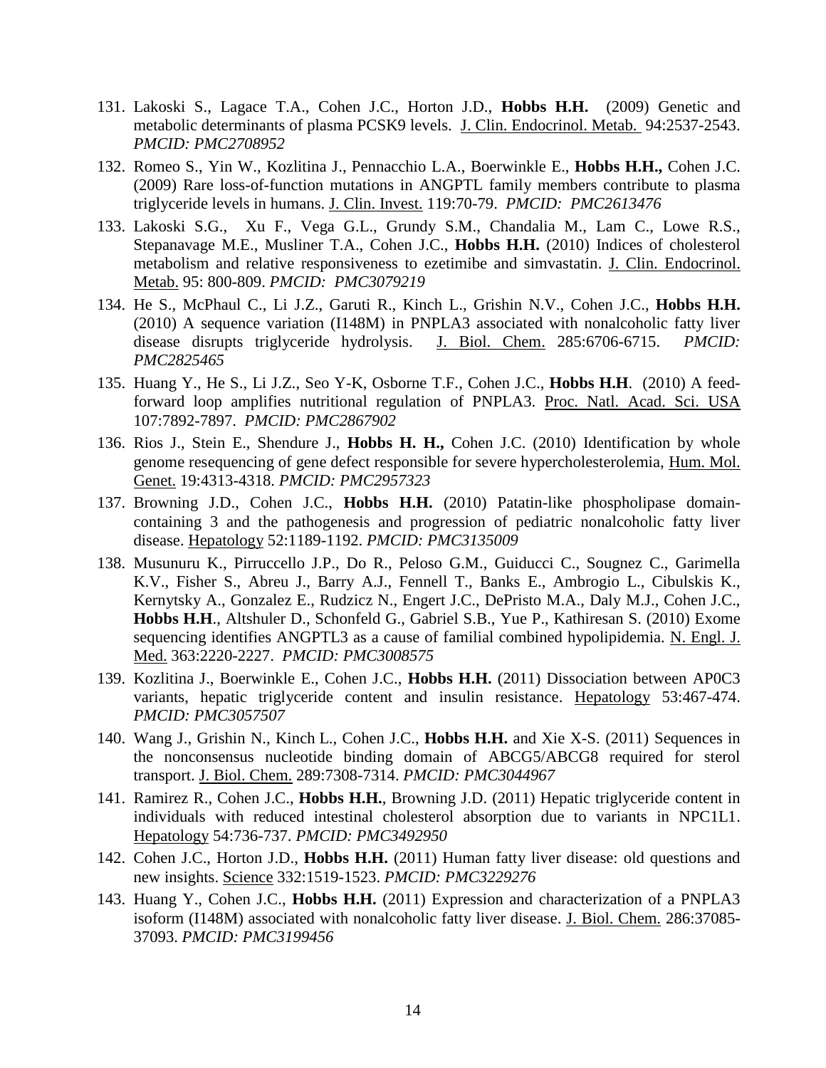131. Lakoski S., Lagace T.A., Cohen J.C., Horton J.D., **Hobbs H.H.** (2009) Genetic and metabolic determinants of plasma PCSK9 levels. J. Clin. Endocrinol. Metab. 94:2537-2543. *PMCID: PMC2708952*

132. Romeo S., Yin W., Kozlitina J., Pennacchio L.A., Boerwinkle E., **Hobbs H.H.,** Cohen J.C. (2009) Rare loss-of-function mutations in ANGPTL family members contribute to plasma triglyceride levels in humans. J. Clin. Invest. 119:70-79. *PMCID: PMC2613476*

133. Lakoski S.G., Xu F., Vega G.L., Grundy S.M., Chandalia M., Lam C., Lowe R.S., Stepanavage M.E., Musliner T.A., Cohen J.C., **Hobbs H.H.** (2010) Indices of cholesterol metabolism and relative responsiveness to ezetimibe and simvastatin. J. Clin. Endocrinol. Metab. 95: 800-809. *PMCID: PMC3079219*

134. He S., McPhaul C., Li J.Z., Garuti R., Kinch L., Grishin N.V., Cohen J.C., **Hobbs H.H.** (2010) A sequence variation (I148M) in PNPLA3 associated with nonalcoholic fatty liver disease disrupts triglyceride hydrolysis. J. Biol. Chem. 285:6706-6715. *PMCID: PMC2825465*

135. Huang Y., He S., Li J.Z., Seo Y-K, Osborne T.F., Cohen J.C., **Hobbs H.H**. (2010) A feed-forward loop amplifies nutritional regulation of PNPLA3. Proc. Natl. Acad. Sci. USA 107:7892-7897. *PMCID: PMC2867902*

136. Rios J., Stein E., Shendure J., **Hobbs H. H.,** Cohen J.C. (2010) Identification by whole genome resequencing of gene defect responsible for severe hypercholesterolemia, Hum. Mol. Genet. 19:4313-4318. *PMCID: PMC2957323*

137. Browning J.D., Cohen J.C., **Hobbs H.H.** (2010) Patatin-like phospholipase domain-containing 3 and the pathogenesis and progression of pediatric nonalcoholic fatty liver disease. Hepatology 52:1189-1192. *PMCID: PMC3135009*

138. Musunuru K., Pirruccello J.P., Do R., Peloso G.M., Guiducci C., Sougnez C., Garimella K.V., Fisher S., Abreu J., Barry A.J., Fennell T., Banks E., Ambrogio L., Cibulskis K., Kernytsky A., Gonzalez E., Rudzicz N., Engert J.C., DePristo M.A., Daly M.J., Cohen J.C., **Hobbs H.H**., Altshuler D., Schonfeld G., Gabriel S.B., Yue P., Kathiresan S. (2010) Exome sequencing identifies ANGPTL3 as a cause of familial combined hypolipidemia. N. Engl. J. Med. 363:2220-2227. *PMCID: PMC3008575*

139. Kozlitina J., Boerwinkle E., Cohen J.C., **Hobbs H.H.** (2011) Dissociation between AP0C3 variants, hepatic triglyceride content and insulin resistance. Hepatology 53:467-474. *PMCID: PMC3057507*

140. Wang J., Grishin N., Kinch L., Cohen J.C., **Hobbs H.H.** and Xie X-S. (2011) Sequences in the nonconsensus nucleotide binding domain of ABCG5/ABCG8 required for sterol transport. J. Biol. Chem. 289:7308-7314. *PMCID: PMC3044967*

141. Ramirez R., Cohen J.C., **Hobbs H.H.**, Browning J.D. (2011) Hepatic triglyceride content in individuals with reduced intestinal cholesterol absorption due to variants in NPC1L1. Hepatology 54:736-737. *PMCID: PMC3492950*

142. Cohen J.C., Horton J.D., **Hobbs H.H.** (2011) Human fatty liver disease: old questions and new insights. Science 332:1519-1523. *PMCID: PMC3229276*

143. Huang Y., Cohen J.C., **Hobbs H.H.** (2011) Expression and characterization of a PNPLA3 isoform (I148M) associated with nonalcoholic fatty liver disease. J. Biol. Chem. 286:37085-37093. *PMCID: PMC3199456*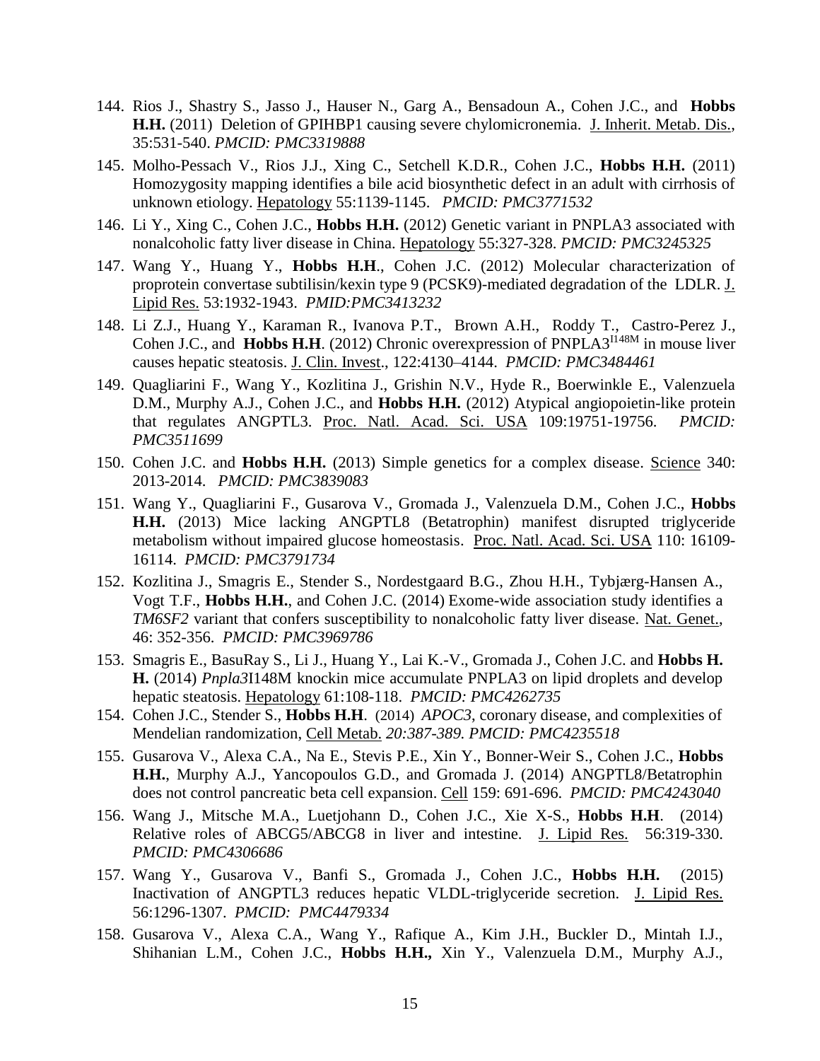144. Rios J., Shastry S., Jasso J., Hauser N., Garg A., Bensadoun A., Cohen J.C., and **Hobbs H.H.** (2011) Deletion of GPIHBP1 causing severe chylomicronemia. J. Inherit. Metab. Dis., 35:531-540. *PMCID: PMC3319888*

145. Molho-Pessach V., Rios J.J., Xing C., Setchell K.D.R., Cohen J.C., **Hobbs H.H.** (2011) Homozygosity mapping identifies a bile acid biosynthetic defect in an adult with cirrhosis of unknown etiology. Hepatology 55:1139-1145. *PMCID: PMC3771532*

146. Li Y., Xing C., Cohen J.C., **Hobbs H.H.** (2012) Genetic variant in PNPLA3 associated with nonalcoholic fatty liver disease in China. Hepatology 55:327-328. *PMCID: PMC3245325*

147. Wang Y., Huang Y., **Hobbs H.H**., Cohen J.C. (2012) Molecular characterization of proprotein convertase subtilisin/kexin type 9 (PCSK9)-mediated degradation of the LDLR. J. Lipid Res. 53:1932-1943. *PMID:PMC3413232*

148. Li Z.J., Huang Y., Karaman R., Ivanova P.T., Brown A.H., Roddy T., Castro-Perez J., Cohen J.C., and **Hobbs H.H**. (2012) Chronic overexpression of PNPLA3$^{I148M}$ in mouse liver causes hepatic steatosis. J. Clin. Invest., 122:4130–4144. *PMCID: PMC3484461*

149. Quagliarini F., Wang Y., Kozlitina J., Grishin N.V., Hyde R., Boerwinkle E., Valenzuela D.M., Murphy A.J., Cohen J.C., and **Hobbs H.H.** (2012) Atypical angiopoietin-like protein that regulates ANGPTL3. Proc. Natl. Acad. Sci. USA 109:19751-19756. *PMCID: PMC3511699*

150. Cohen J.C. and **Hobbs H.H.** (2013) Simple genetics for a complex disease. Science 340: 2013-2014. *PMCID: PMC3839083*

151. Wang Y., Quagliarini F., Gusarova V., Gromada J., Valenzuela D.M., Cohen J.C., **Hobbs H.H.** (2013) Mice lacking ANGPTL8 (Betatrophin) manifest disrupted triglyceride metabolism without impaired glucose homeostasis. Proc. Natl. Acad. Sci. USA 110: 16109-16114. *PMCID: PMC3791734*

152. Kozlitina J., Smagris E., Stender S., Nordestgaard B.G., Zhou H.H., Tybjærg-Hansen A., Vogt T.F., **Hobbs H.H.**, and Cohen J.C. (2014) Exome-wide association study identifies a *TM6SF2* variant that confers susceptibility to nonalcoholic fatty liver disease. Nat. Genet., 46: 352-356. *PMCID: PMC3969786*

153. Smagris E., BasuRay S., Li J., Huang Y., Lai K.-V., Gromada J., Cohen J.C. and **Hobbs H. H.** (2014) *Pnpla3*I148M knockin mice accumulate PNPLA3 on lipid droplets and develop hepatic steatosis. Hepatology 61:108-118. *PMCID: PMC4262735*

154. Cohen J.C., Stender S., **Hobbs H.H**. (2014) *APOC3*, coronary disease, and complexities of Mendelian randomization, Cell Metab. *20:387-389. PMCID: PMC4235518*

155. Gusarova V., Alexa C.A., Na E., Stevis P.E., Xin Y., Bonner-Weir S., Cohen J.C., **Hobbs H.H.**, Murphy A.J., Yancopoulos G.D., and Gromada J. (2014) ANGPTL8/Betatrophin does not control pancreatic beta cell expansion. Cell 159: 691-696. *PMCID: PMC4243040*

156. Wang J., Mitsche M.A., Luetjohann D., Cohen J.C., Xie X-S., **Hobbs H.H**. (2014) Relative roles of ABCG5/ABCG8 in liver and intestine. J. Lipid Res. 56:319-330. *PMCID: PMC4306686*

157. Wang Y., Gusarova V., Banfi S., Gromada J., Cohen J.C., **Hobbs H.H.** (2015) Inactivation of ANGPTL3 reduces hepatic VLDL-triglyceride secretion. J. Lipid Res. 56:1296-1307. *PMCID: PMC4479334*

158. Gusarova V., Alexa C.A., Wang Y., Rafique A., Kim J.H., Buckler D., Mintah I.J., Shihanian L.M., Cohen J.C., **Hobbs H.H.,** Xin Y., Valenzuela D.M., Murphy A.J.,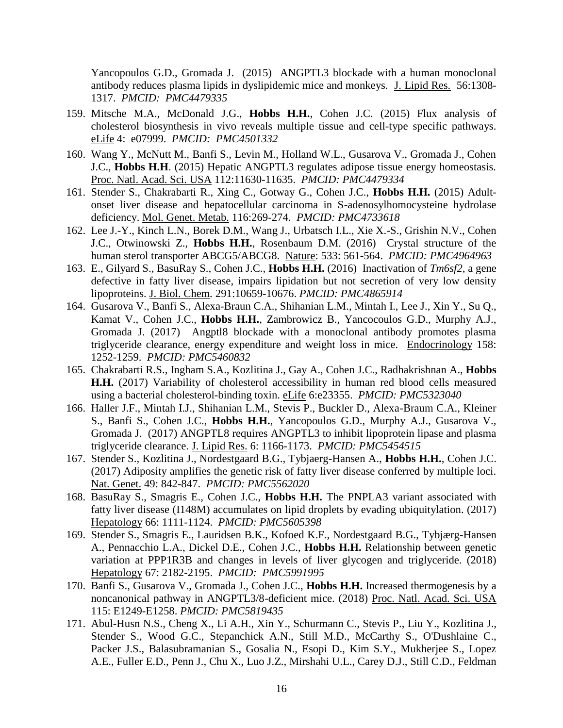Yancopoulos G.D., Gromada J. (2015) ANGPTL3 blockade with a human monoclonal antibody reduces plasma lipids in dyslipidemic mice and monkeys. J. Lipid Res. 56:1308-1317. *PMCID: PMC4479335*

159. Mitsche M.A., McDonald J.G., **Hobbs H.H.**, Cohen J.C. (2015) Flux analysis of cholesterol biosynthesis in vivo reveals multiple tissue and cell-type specific pathways. eLife 4: e07999. *PMCID: PMC4501332*
160. Wang Y., McNutt M., Banfi S., Levin M., Holland W.L., Gusarova V., Gromada J., Cohen J.C., **Hobbs H.H**. (2015) Hepatic ANGPTL3 regulates adipose tissue energy homeostasis. Proc. Natl. Acad. Sci. USA 112:11630-11635. *PMCID: PMC4479334*
161. Stender S., Chakrabarti R., Xing C., Gotway G., Cohen J.C., **Hobbs H.H.** (2015) Adult-onset liver disease and hepatocellular carcinoma in S-adenosylhomocysteine hydrolase deficiency. Mol. Genet. Metab. 116:269-274. *PMCID: PMC4733618*
162. Lee J.-Y., Kinch L.N., Borek D.M., Wang J., Urbatsch I.L., Xie X.-S., Grishin N.V., Cohen J.C., Otwinowski Z., **Hobbs H.H.**, Rosenbaum D.M. (2016) Crystal structure of the human sterol transporter ABCG5/ABCG8. Nature: 533: 561-564. *PMCID: PMC4964963*
163. E., Gilyard S., BasuRay S., Cohen J.C., **Hobbs H.H.** (2016) Inactivation of *Tm6sf2*, a gene defective in fatty liver disease, impairs lipidation but not secretion of very low density lipoproteins. J. Biol. Chem. 291:10659-10676. *PMCID: PMC4865914*
164. Gusarova V., Banfi S., Alexa-Braun C.A., Shihanian L.M., Mintah I., Lee J., Xin Y., Su Q., Kamat V., Cohen J.C., **Hobbs H.H.**, Zambrowicz B., Yancocoulos G.D., Murphy A.J., Gromada J. (2017) Angptl8 blockade with a monoclonal antibody promotes plasma triglyceride clearance, energy expenditure and weight loss in mice. Endocrinology 158: 1252-1259. *PMCID: PMC5460832*
165. Chakrabarti R.S., Ingham S.A., Kozlitina J., Gay A., Cohen J.C., Radhakrishnan A., **Hobbs H.H.** (2017) Variability of cholesterol accessibility in human red blood cells measured using a bacterial cholesterol-binding toxin. eLife 6:e23355. *PMCID: PMC5323040*
166. Haller J.F., Mintah I.J., Shihanian L.M., Stevis P., Buckler D., Alexa-Braum C.A., Kleiner S., Banfi S., Cohen J.C., **Hobbs H.H.**, Yancopoulos G.D., Murphy A.J., Gusarova V., Gromada J. (2017) ANGPTL8 requires ANGPTL3 to inhibit lipoprotein lipase and plasma triglyceride clearance. J. Lipid Res. 6: 1166-1173. *PMCID: PMC5454515*
167. Stender S., Kozlitina J., Nordestgaard B.G., Tybjaerg-Hansen A., **Hobbs H.H.**, Cohen J.C. (2017) Adiposity amplifies the genetic risk of fatty liver disease conferred by multiple loci. Nat. Genet. 49: 842-847. *PMCID: PMC5562020*
168. BasuRay S., Smagris E., Cohen J.C., **Hobbs H.H.** The PNPLA3 variant associated with fatty liver disease (I148M) accumulates on lipid droplets by evading ubiquitylation. (2017) Hepatology 66: 1111-1124. *PMCID: PMC5605398*
169. Stender S., Smagris E., Lauridsen B.K., Kofoed K.F., Nordestgaard B.G., Tybjærg-Hansen A., Pennacchio L.A., Dickel D.E., Cohen J.C., **Hobbs H.H.** Relationship between genetic variation at PPP1R3B and changes in levels of liver glycogen and triglyceride. (2018) Hepatology 67: 2182-2195. *PMCID: PMC5991995*
170. Banfi S., Gusarova V., Gromada J., Cohen J.C., **Hobbs H.H.** Increased thermogenesis by a noncanonical pathway in ANGPTL3/8-deficient mice. (2018) Proc. Natl. Acad. Sci. USA 115: E1249-E1258. *PMCID: PMC5819435*
171. Abul-Husn N.S., Cheng X., Li A.H., Xin Y., Schurmann C., Stevis P., Liu Y., Kozlitina J., Stender S., Wood G.C., Stepanchick A.N., Still M.D., McCarthy S., O'Dushlaine C., Packer J.S., Balasubramanian S., Gosalia N., Esopi D., Kim S.Y., Mukherjee S., Lopez A.E., Fuller E.D., Penn J., Chu X., Luo J.Z., Mirshahi U.L., Carey D.J., Still C.D., Feldman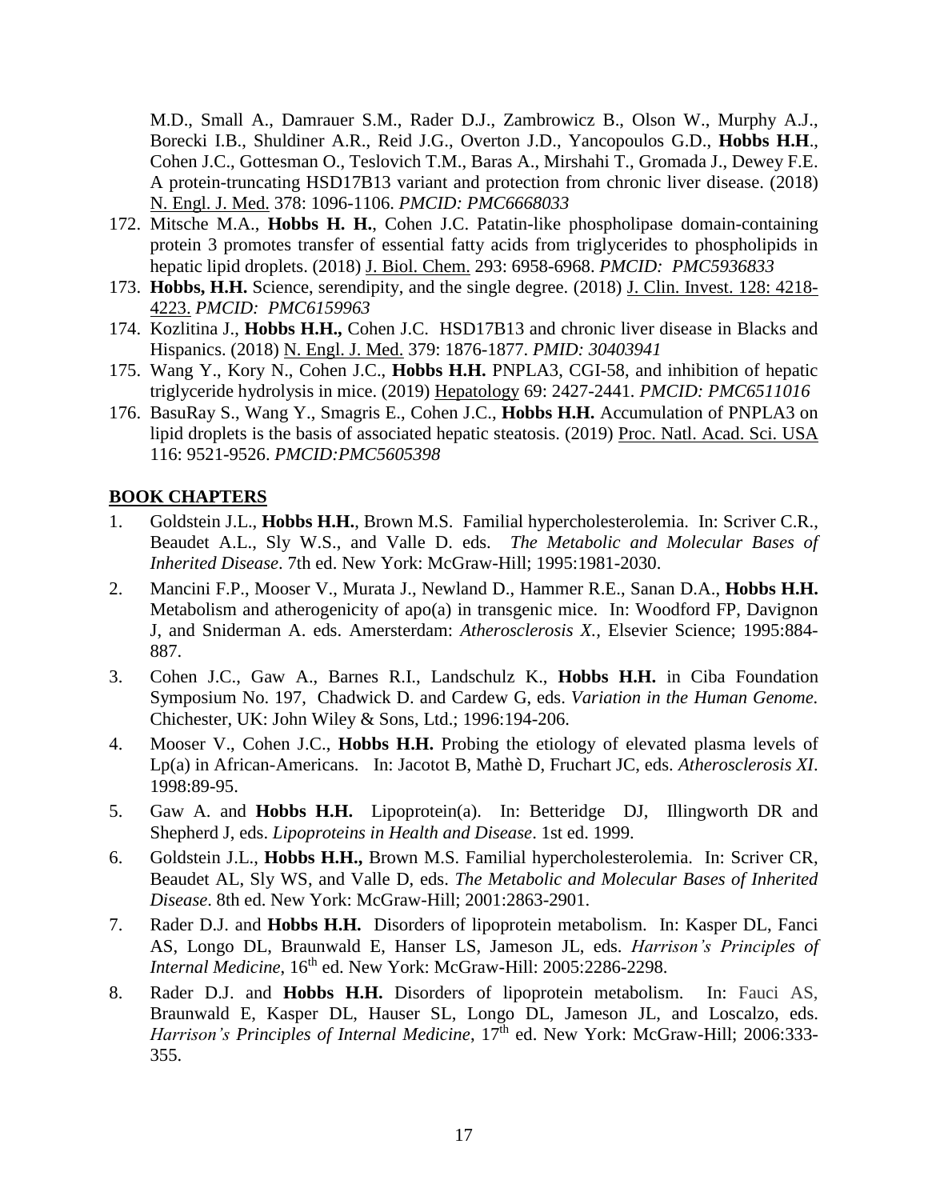M.D., Small A., Damrauer S.M., Rader D.J., Zambrowicz B., Olson W., Murphy A.J., Borecki I.B., Shuldiner A.R., Reid J.G., Overton J.D., Yancopoulos G.D., **Hobbs H.H**., Cohen J.C., Gottesman O., Teslovich T.M., Baras A., Mirshahi T., Gromada J., Dewey F.E. A protein-truncating HSD17B13 variant and protection from chronic liver disease. (2018) N. Engl. J. Med. 378: 1096-1106. *PMCID: PMC6668033*

172. Mitsche M.A., **Hobbs H. H.**, Cohen J.C. Patatin-like phospholipase domain-containing protein 3 promotes transfer of essential fatty acids from triglycerides to phospholipids in hepatic lipid droplets. (2018) J. Biol. Chem. 293: 6958-6968. *PMCID: PMC5936833*
173. **Hobbs, H.H.** Science, serendipity, and the single degree. (2018) J. Clin. Invest. 128: 4218-4223. *PMCID: PMC6159963*
174. Kozlitina J., **Hobbs H.H.,** Cohen J.C. HSD17B13 and chronic liver disease in Blacks and Hispanics. (2018) N. Engl. J. Med. 379: 1876-1877. *PMID: 30403941*
175. Wang Y., Kory N., Cohen J.C., **Hobbs H.H.** PNPLA3, CGI-58, and inhibition of hepatic triglyceride hydrolysis in mice. (2019) Hepatology 69: 2427-2441. *PMCID: PMC6511016*
176. BasuRay S., Wang Y., Smagris E., Cohen J.C., **Hobbs H.H.** Accumulation of PNPLA3 on lipid droplets is the basis of associated hepatic steatosis. (2019) Proc. Natl. Acad. Sci. USA 116: 9521-9526. *PMCID:PMC5605398*

## BOOK CHAPTERS

1. Goldstein J.L., **Hobbs H.H.**, Brown M.S. Familial hypercholesterolemia. In: Scriver C.R., Beaudet A.L., Sly W.S., and Valle D. eds. *The Metabolic and Molecular Bases of Inherited Disease*. 7th ed. New York: McGraw-Hill; 1995:1981-2030.
2. Mancini F.P., Mooser V., Murata J., Newland D., Hammer R.E., Sanan D.A., **Hobbs H.H.** Metabolism and atherogenicity of apo(a) in transgenic mice. In: Woodford FP, Davignon J, and Sniderman A. eds. Amersterdam: *Atherosclerosis X.,* Elsevier Science; 1995:884-887.
3. Cohen J.C., Gaw A., Barnes R.I., Landschulz K., **Hobbs H.H.** in Ciba Foundation Symposium No. 197, Chadwick D. and Cardew G, eds. *Variation in the Human Genome.* Chichester, UK: John Wiley & Sons, Ltd.; 1996:194-206.
4. Mooser V., Cohen J.C., **Hobbs H.H.** Probing the etiology of elevated plasma levels of Lp(a) in African-Americans. In: Jacotot B, Mathè D, Fruchart JC, eds. *Atherosclerosis XI*. 1998:89-95.
5. Gaw A. and **Hobbs H.H.** Lipoprotein(a). In: Betteridge DJ, Illingworth DR and Shepherd J, eds. *Lipoproteins in Health and Disease*. 1st ed. 1999.
6. Goldstein J.L., **Hobbs H.H.,** Brown M.S. Familial hypercholesterolemia. In: Scriver CR, Beaudet AL, Sly WS, and Valle D, eds. *The Metabolic and Molecular Bases of Inherited Disease*. 8th ed. New York: McGraw-Hill; 2001:2863-2901.
7. Rader D.J. and **Hobbs H.H.** Disorders of lipoprotein metabolism. In: Kasper DL, Fanci AS, Longo DL, Braunwald E, Hanser LS, Jameson JL, eds. *Harrison's Principles of Internal Medicine*, 16th ed. New York: McGraw-Hill: 2005:2286-2298.
8. Rader D.J. and **Hobbs H.H.** Disorders of lipoprotein metabolism. In: Fauci AS, Braunwald E, Kasper DL, Hauser SL, Longo DL, Jameson JL, and Loscalzo, eds. *Harrison's Principles of Internal Medicine*, 17th ed. New York: McGraw-Hill; 2006:333-355.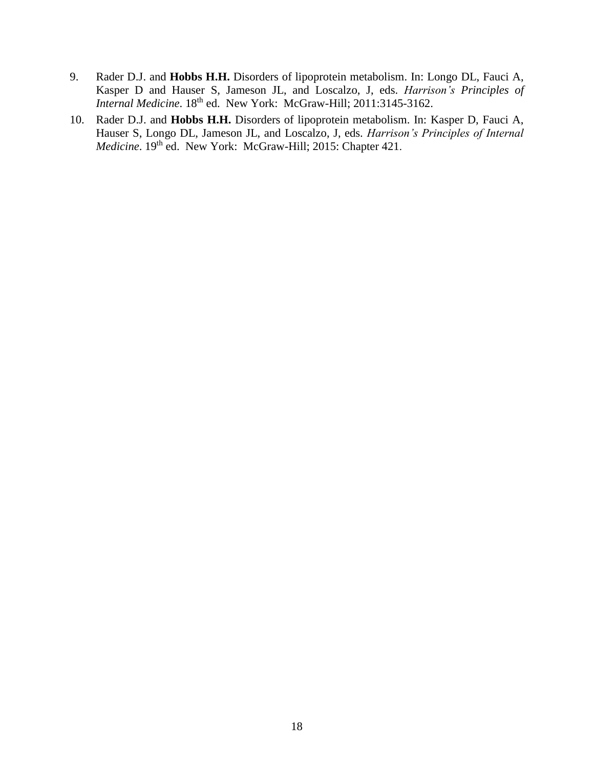9. Rader D.J. and **Hobbs H.H.** Disorders of lipoprotein metabolism. In: Longo DL, Fauci A, Kasper D and Hauser S, Jameson JL, and Loscalzo, J, eds. *Harrison's Principles of Internal Medicine*. 18th ed. New York: McGraw-Hill; 2011:3145-3162.
10. Rader D.J. and **Hobbs H.H.** Disorders of lipoprotein metabolism. In: Kasper D, Fauci A, Hauser S, Longo DL, Jameson JL, and Loscalzo, J, eds. *Harrison's Principles of Internal Medicine*. 19th ed. New York: McGraw-Hill; 2015: Chapter 421.